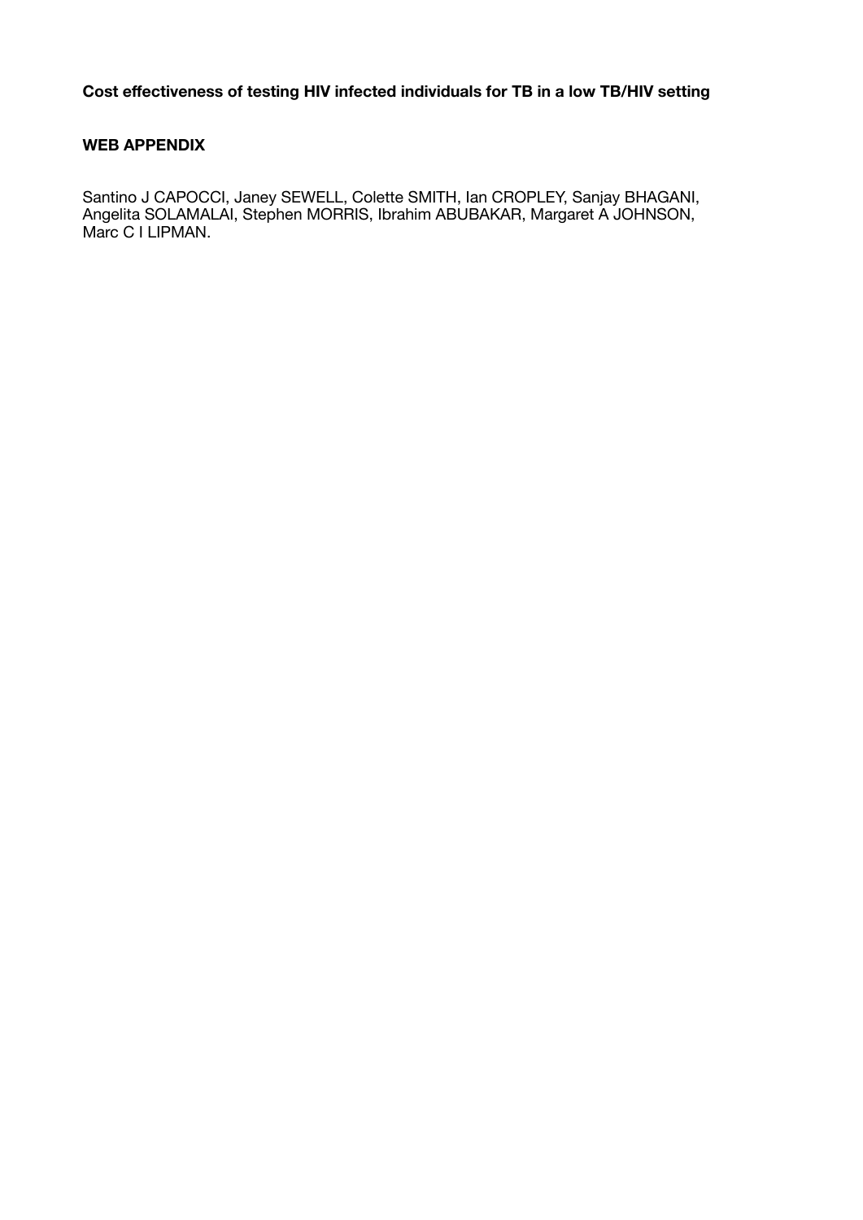**Cost effectiveness of testing HIV infected individuals for TB in a low TB/HIV setting**

**WEB APPENDIX**

Santino J CAPOCCI, Janey SEWELL, Colette SMITH, Ian CROPLEY, Sanjay BHAGANI, Angelita SOLAMALAI, Stephen MORRIS, Ibrahim ABUBAKAR, Margaret A JOHNSON, Marc C I LIPMAN.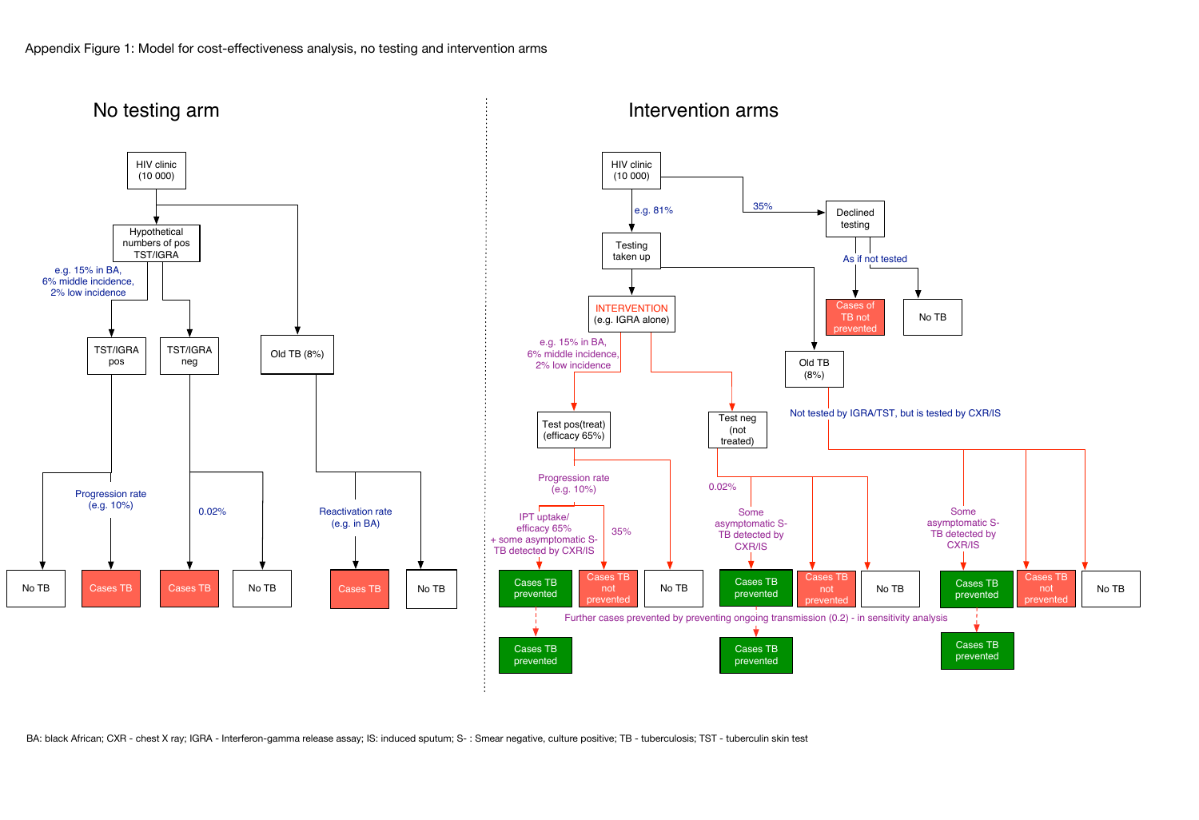Appendix Figure 1: Model for cost-effectiveness analysis, no testing and intervention arms

## No testing arm

HIV clinic (10 000)

Hypothetical numbers of pos TST/IGRA

e.g. 15% in BA, 6% middle incidence, 2% low incidence

TST/IGRA pos

TST/IGRA neg

Old TB (8%)

Progression rate (e.g. 10%)

0.02%

Reactivation rate (e.g. in BA)

No TB | Cases TB | Cases TB | No TB | Cases TB | No TB

## Intervention arms

HIV clinic (10 000)

e.g. 81%

35%

Testing taken up

Declined testing

As if not tested

Cases of TB not prevented

No TB

INTERVENTION (e.g. IGRA alone)

e.g. 15% in BA, 6% middle incidence, 2% low incidence

Old TB (8%)

Not tested by IGRA/TST, but is tested by CXR/IS

Test pos(treat) (efficacy 65%)

Test neg (not treated)

Progression rate (e.g. 10%)

IPT uptake/ efficacy 65% + some asymptomatic S- TB detected by CXR/IS

35%

0.02%

Some asymptomatic S- TB detected by CXR/IS

Some asymptomatic S- TB detected by CXR/IS

Cases TB prevented | Cases TB not prevented | No TB | Cases TB prevented | Cases TB not prevented | No TB | Cases TB prevented | Cases TB not prevented | No TB

Further cases prevented by preventing ongoing transmission (0.2) - in sensitivity analysis

Cases TB prevented | Cases TB prevented | Cases TB prevented

BA: black African; CXR - chest X ray; IGRA - Interferon-gamma release assay; IS: induced sputum; S- : Smear negative, culture positive; TB - tuberculosis; TST - tuberculin skin test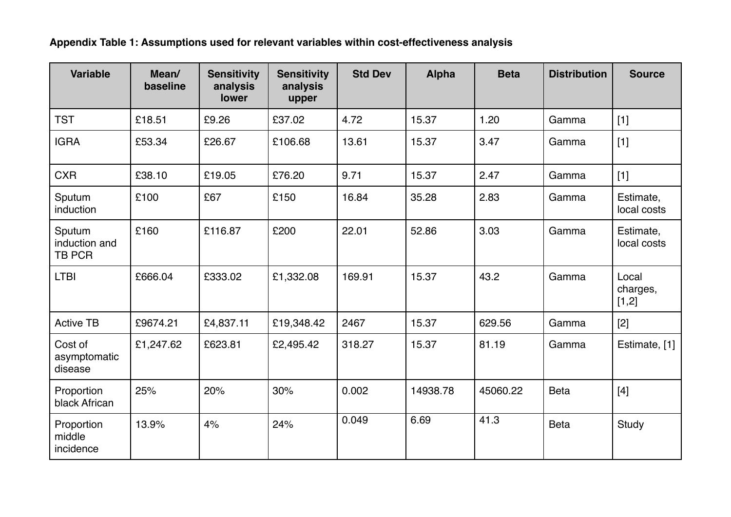**Appendix Table 1: Assumptions used for relevant variables within cost-effectiveness analysis**

| Variable | Mean/ baseline | Sensitivity analysis lower | Sensitivity analysis upper | Std Dev | Alpha | Beta | Distribution | Source |
|---|---|---|---|---|---|---|---|---|
| TST | £18.51 | £9.26 | £37.02 | 4.72 | 15.37 | 1.20 | Gamma | [1] |
| IGRA | £53.34 | £26.67 | £106.68 | 13.61 | 15.37 | 3.47 | Gamma | [1] |
| CXR | £38.10 | £19.05 | £76.20 | 9.71 | 15.37 | 2.47 | Gamma | [1] |
| Sputum induction | £100 | £67 | £150 | 16.84 | 35.28 | 2.83 | Gamma | Estimate, local costs |
| Sputum induction and TB PCR | £160 | £116.87 | £200 | 22.01 | 52.86 | 3.03 | Gamma | Estimate, local costs |
| LTBI | £666.04 | £333.02 | £1,332.08 | 169.91 | 15.37 | 43.2 | Gamma | Local charges, [1,2] |
| Active TB | £9674.21 | £4,837.11 | £19,348.42 | 2467 | 15.37 | 629.56 | Gamma | [2] |
| Cost of asymptomatic disease | £1,247.62 | £623.81 | £2,495.42 | 318.27 | 15.37 | 81.19 | Gamma | Estimate, [1] |
| Proportion black African | 25% | 20% | 30% | 0.002 | 14938.78 | 45060.22 | Beta | [4] |
| Proportion middle incidence | 13.9% | 4% | 24% | 0.049 | 6.69 | 41.3 | Beta | Study |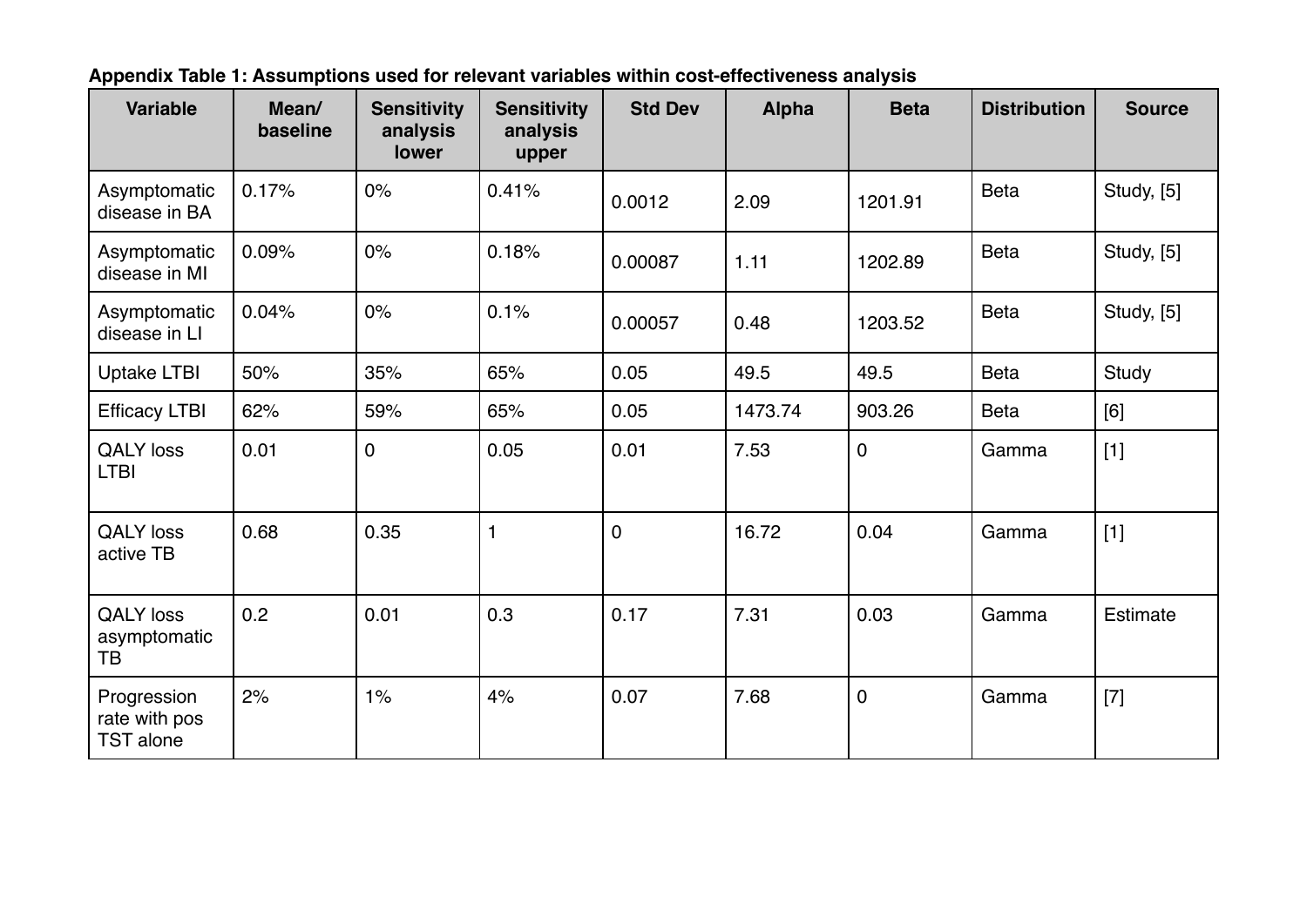**Appendix Table 1: Assumptions used for relevant variables within cost-effectiveness analysis**

| Variable | Mean/ baseline | Sensitivity analysis lower | Sensitivity analysis upper | Std Dev | Alpha | Beta | Distribution | Source |
|---|---|---|---|---|---|---|---|---|
| Asymptomatic disease in BA | 0.17% | 0% | 0.41% | 0.0012 | 2.09 | 1201.91 | Beta | Study, [5] |
| Asymptomatic disease in MI | 0.09% | 0% | 0.18% | 0.00087 | 1.11 | 1202.89 | Beta | Study, [5] |
| Asymptomatic disease in LI | 0.04% | 0% | 0.1% | 0.00057 | 0.48 | 1203.52 | Beta | Study, [5] |
| Uptake LTBI | 50% | 35% | 65% | 0.05 | 49.5 | 49.5 | Beta | Study |
| Efficacy LTBI | 62% | 59% | 65% | 0.05 | 1473.74 | 903.26 | Beta | [6] |
| QALY loss LTBI | 0.01 | 0 | 0.05 | 0.01 | 7.53 | 0 | Gamma | [1] |
| QALY loss active TB | 0.68 | 0.35 | 1 | 0 | 16.72 | 0.04 | Gamma | [1] |
| QALY loss asymptomatic TB | 0.2 | 0.01 | 0.3 | 0.17 | 7.31 | 0.03 | Gamma | Estimate |
| Progression rate with pos TST alone | 2% | 1% | 4% | 0.07 | 7.68 | 0 | Gamma | [7] |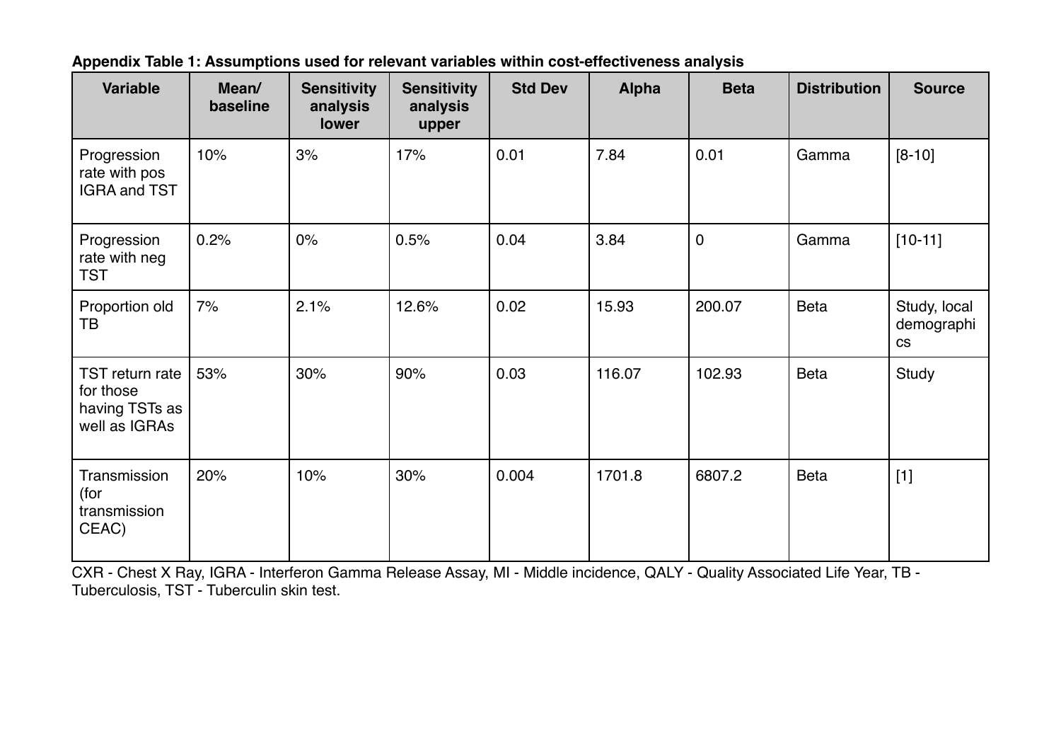**Appendix Table 1: Assumptions used for relevant variables within cost-effectiveness analysis**

| Variable | Mean/ baseline | Sensitivity analysis lower | Sensitivity analysis upper | Std Dev | Alpha | Beta | Distribution | Source |
|---|---|---|---|---|---|---|---|---|
| Progression rate with pos IGRA and TST | 10% | 3% | 17% | 0.01 | 7.84 | 0.01 | Gamma | [8-10] |
| Progression rate with neg TST | 0.2% | 0% | 0.5% | 0.04 | 3.84 | 0 | Gamma | [10-11] |
| Proportion old TB | 7% | 2.1% | 12.6% | 0.02 | 15.93 | 200.07 | Beta | Study, local demographics |
| TST return rate for those having TSTs as well as IGRAs | 53% | 30% | 90% | 0.03 | 116.07 | 102.93 | Beta | Study |
| Transmission (for transmission CEAC) | 20% | 10% | 30% | 0.004 | 1701.8 | 6807.2 | Beta | [1] |

CXR - Chest X Ray, IGRA - Interferon Gamma Release Assay, MI - Middle incidence, QALY - Quality Associated Life Year, TB - Tuberculosis, TST - Tuberculin skin test.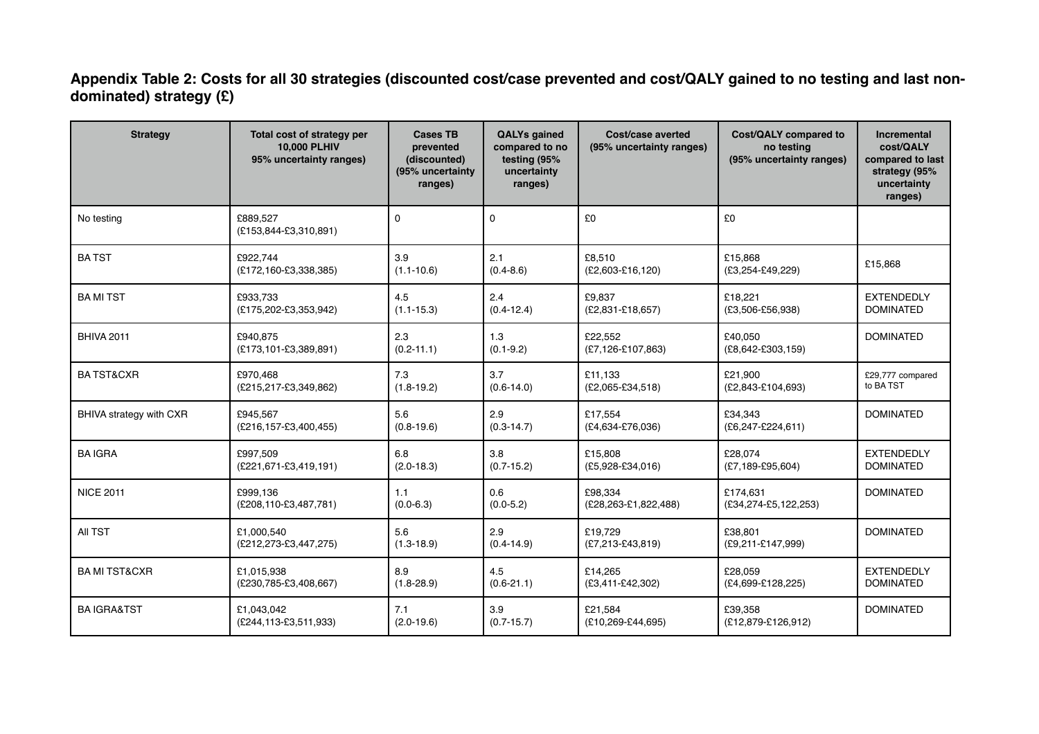**Appendix Table 2: Costs for all 30 strategies (discounted cost/case prevented and cost/QALY gained to no testing and last non-dominated) strategy (£)**

| Strategy | Total cost of strategy per 10,000 PLHIV 95% uncertainty ranges) | Cases TB prevented (discounted) (95% uncertainty ranges) | QALYs gained compared to no testing (95% uncertainty ranges) | Cost/case averted (95% uncertainty ranges) | Cost/QALY compared to no testing (95% uncertainty ranges) | Incremental cost/QALY compared to last strategy (95% uncertainty ranges) |
|---|---|---|---|---|---|---|
| No testing | £889,527 (£153,844-£3,310,891) | 0 | 0 | £0 | £0 | |
| BA TST | £922,744 (£172,160-£3,338,385) | 3.9 (1.1-10.6) | 2.1 (0.4-8.6) | £8,510 (£2,603-£16,120) | £15,868 (£3,254-£49,229) | £15,868 |
| BA MI TST | £933,733 (£175,202-£3,353,942) | 4.5 (1.1-15.3) | 2.4 (0.4-12.4) | £9,837 (£2,831-£18,657) | £18,221 (£3,506-£56,938) | EXTENDEDLY DOMINATED |
| BHIVA 2011 | £940,875 (£173,101-£3,389,891) | 2.3 (0.2-11.1) | 1.3 (0.1-9.2) | £22,552 (£7,126-£107,863) | £40,050 (£8,642-£303,159) | DOMINATED |
| BA TST&CXR | £970,468 (£215,217-£3,349,862) | 7.3 (1.8-19.2) | 3.7 (0.6-14.0) | £11,133 (£2,065-£34,518) | £21,900 (£2,843-£104,693) | £29,777 compared to BA TST |
| BHIVA strategy with CXR | £945,567 (£216,157-£3,400,455) | 5.6 (0.8-19.6) | 2.9 (0.3-14.7) | £17,554 (£4,634-£76,036) | £34,343 (£6,247-£224,611) | DOMINATED |
| BA IGRA | £997,509 (£221,671-£3,419,191) | 6.8 (2.0-18.3) | 3.8 (0.7-15.2) | £15,808 (£5,928-£34,016) | £28,074 (£7,189-£95,604) | EXTENDEDLY DOMINATED |
| NICE 2011 | £999,136 (£208,110-£3,487,781) | 1.1 (0.0-6.3) | 0.6 (0.0-5.2) | £98,334 (£28,263-£1,822,488) | £174,631 (£34,274-£5,122,253) | DOMINATED |
| All TST | £1,000,540 (£212,273-£3,447,275) | 5.6 (1.3-18.9) | 2.9 (0.4-14.9) | £19,729 (£7,213-£43,819) | £38,801 (£9,211-£147,999) | DOMINATED |
| BA MI TST&CXR | £1,015,938 (£230,785-£3,408,667) | 8.9 (1.8-28.9) | 4.5 (0.6-21.1) | £14,265 (£3,411-£42,302) | £28,059 (£4,699-£128,225) | EXTENDEDLY DOMINATED |
| BA IGRA&TST | £1,043,042 (£244,113-£3,511,933) | 7.1 (2.0-19.6) | 3.9 (0.7-15.7) | £21,584 (£10,269-£44,695) | £39,358 (£12,879-£126,912) | DOMINATED |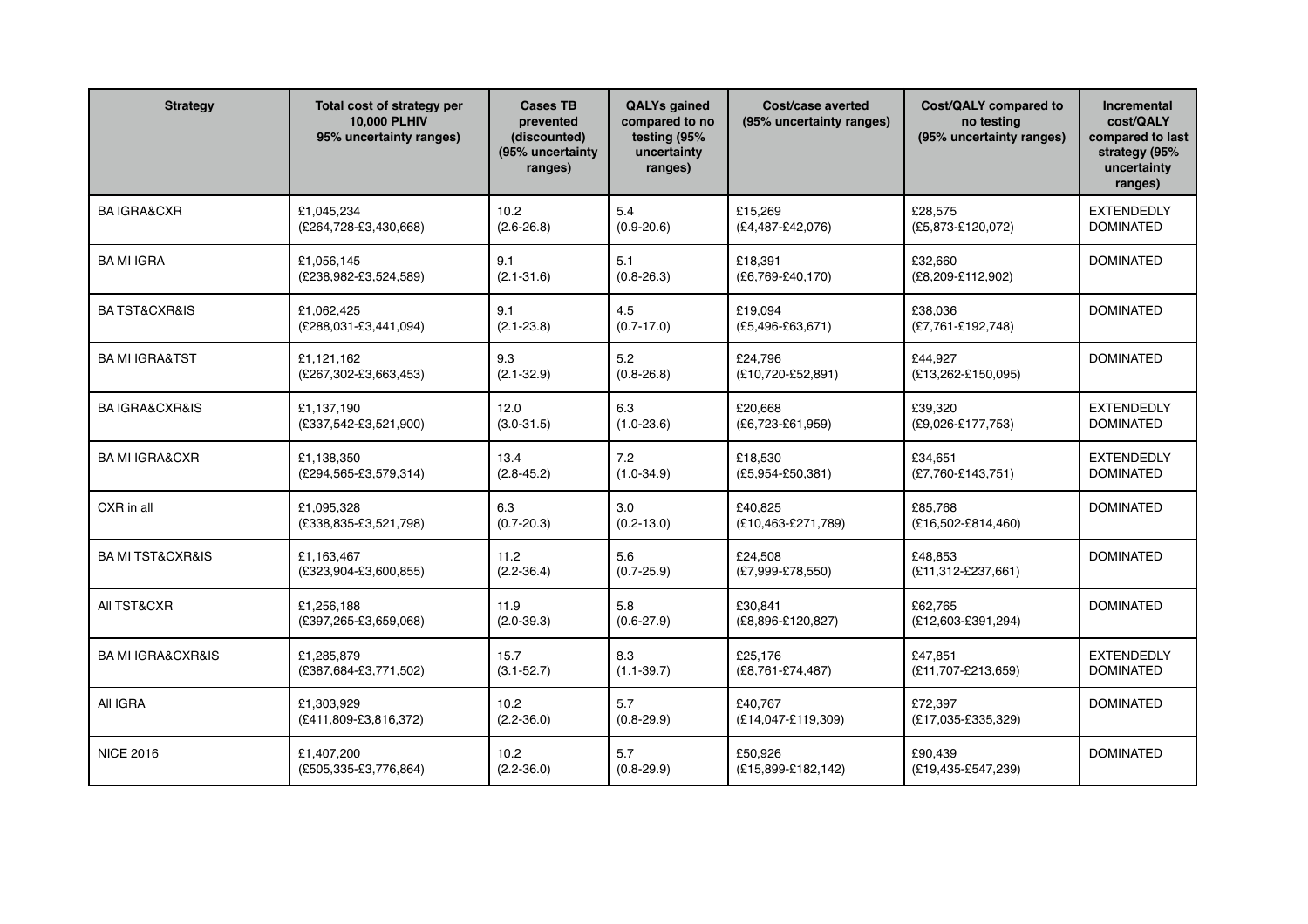| Strategy | Total cost of strategy per 10,000 PLHIV 95% uncertainty ranges) | Cases TB prevented (discounted) (95% uncertainty ranges) | QALYs gained compared to no testing (95% uncertainty ranges) | Cost/case averted (95% uncertainty ranges) | Cost/QALY compared to no testing (95% uncertainty ranges) | Incremental cost/QALY compared to last strategy (95% uncertainty ranges) |
|---|---|---|---|---|---|---|
| BA IGRA&CXR | £1,045,234 (£264,728-£3,430,668) | 10.2 (2.6-26.8) | 5.4 (0.9-20.6) | £15,269 (£4,487-£42,076) | £28,575 (£5,873-£120,072) | EXTENDEDLY DOMINATED |
| BA MI IGRA | £1,056,145 (£238,982-£3,524,589) | 9.1 (2.1-31.6) | 5.1 (0.8-26.3) | £18,391 (£6,769-£40,170) | £32,660 (£8,209-£112,902) | DOMINATED |
| BA TST&CXR&IS | £1,062,425 (£288,031-£3,441,094) | 9.1 (2.1-23.8) | 4.5 (0.7-17.0) | £19,094 (£5,496-£63,671) | £38,036 (£7,761-£192,748) | DOMINATED |
| BA MI IGRA&TST | £1,121,162 (£267,302-£3,663,453) | 9.3 (2.1-32.9) | 5.2 (0.8-26.8) | £24,796 (£10,720-£52,891) | £44,927 (£13,262-£150,095) | DOMINATED |
| BA IGRA&CXR&IS | £1,137,190 (£337,542-£3,521,900) | 12.0 (3.0-31.5) | 6.3 (1.0-23.6) | £20,668 (£6,723-£61,959) | £39,320 (£9,026-£177,753) | EXTENDEDLY DOMINATED |
| BA MI IGRA&CXR | £1,138,350 (£294,565-£3,579,314) | 13.4 (2.8-45.2) | 7.2 (1.0-34.9) | £18,530 (£5,954-£50,381) | £34,651 (£7,760-£143,751) | EXTENDEDLY DOMINATED |
| CXR in all | £1,095,328 (£338,835-£3,521,798) | 6.3 (0.7-20.3) | 3.0 (0.2-13.0) | £40,825 (£10,463-£271,789) | £85,768 (£16,502-£814,460) | DOMINATED |
| BA MI TST&CXR&IS | £1,163,467 (£323,904-£3,600,855) | 11.2 (2.2-36.4) | 5.6 (0.7-25.9) | £24,508 (£7,999-£78,550) | £48,853 (£11,312-£237,661) | DOMINATED |
| All TST&CXR | £1,256,188 (£397,265-£3,659,068) | 11.9 (2.0-39.3) | 5.8 (0.6-27.9) | £30,841 (£8,896-£120,827) | £62,765 (£12,603-£391,294) | DOMINATED |
| BA MI IGRA&CXR&IS | £1,285,879 (£387,684-£3,771,502) | 15.7 (3.1-52.7) | 8.3 (1.1-39.7) | £25,176 (£8,761-£74,487) | £47,851 (£11,707-£213,659) | EXTENDEDLY DOMINATED |
| All IGRA | £1,303,929 (£411,809-£3,816,372) | 10.2 (2.2-36.0) | 5.7 (0.8-29.9) | £40,767 (£14,047-£119,309) | £72,397 (£17,035-£335,329) | DOMINATED |
| NICE 2016 | £1,407,200 (£505,335-£3,776,864) | 10.2 (2.2-36.0) | 5.7 (0.8-29.9) | £50,926 (£15,899-£182,142) | £90,439 (£19,435-£547,239) | DOMINATED |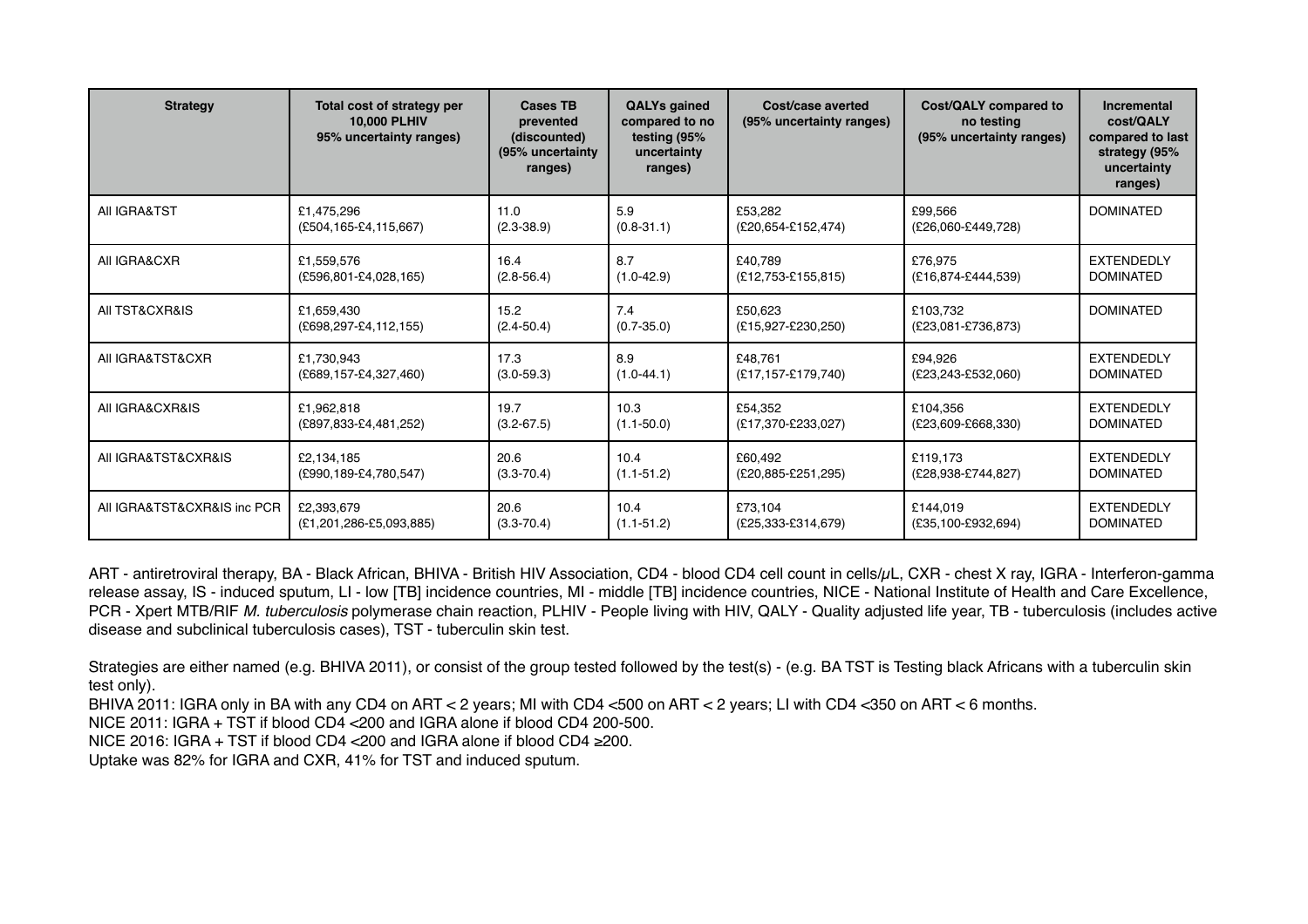| Strategy | Total cost of strategy per 10,000 PLHIV 95% uncertainty ranges) | Cases TB prevented (discounted) (95% uncertainty ranges) | QALYs gained compared to no testing (95% uncertainty ranges) | Cost/case averted (95% uncertainty ranges) | Cost/QALY compared to no testing (95% uncertainty ranges) | Incremental cost/QALY compared to last strategy (95% uncertainty ranges) |
|---|---|---|---|---|---|---|
| All IGRA&TST | £1,475,296 (£504,165-£4,115,667) | 11.0 (2.3-38.9) | 5.9 (0.8-31.1) | £53,282 (£20,654-£152,474) | £99,566 (£26,060-£449,728) | DOMINATED |
| All IGRA&CXR | £1,559,576 (£596,801-£4,028,165) | 16.4 (2.8-56.4) | 8.7 (1.0-42.9) | £40,789 (£12,753-£155,815) | £76,975 (£16,874-£444,539) | EXTENDEDLY DOMINATED |
| All TST&CXR&IS | £1,659,430 (£698,297-£4,112,155) | 15.2 (2.4-50.4) | 7.4 (0.7-35.0) | £50,623 (£15,927-£230,250) | £103,732 (£23,081-£736,873) | DOMINATED |
| All IGRA&TST&CXR | £1,730,943 (£689,157-£4,327,460) | 17.3 (3.0-59.3) | 8.9 (1.0-44.1) | £48,761 (£17,157-£179,740) | £94,926 (£23,243-£532,060) | EXTENDEDLY DOMINATED |
| All IGRA&CXR&IS | £1,962,818 (£897,833-£4,481,252) | 19.7 (3.2-67.5) | 10.3 (1.1-50.0) | £54,352 (£17,370-£233,027) | £104,356 (£23,609-£668,330) | EXTENDEDLY DOMINATED |
| All IGRA&TST&CXR&IS | £2,134,185 (£990,189-£4,780,547) | 20.6 (3.3-70.4) | 10.4 (1.1-51.2) | £60,492 (£20,885-£251,295) | £119,173 (£28,938-£744,827) | EXTENDEDLY DOMINATED |
| All IGRA&TST&CXR&IS inc PCR | £2,393,679 (£1,201,286-£5,093,885) | 20.6 (3.3-70.4) | 10.4 (1.1-51.2) | £73,104 (£25,333-£314,679) | £144,019 (£35,100-£932,694) | EXTENDEDLY DOMINATED |

ART - antiretroviral therapy, BA - Black African, BHIVA - British HIV Association, CD4 - blood CD4 cell count in cells/μL, CXR - chest X ray, IGRA - Interferon-gamma release assay, IS - induced sputum, LI - low [TB] incidence countries, MI - middle [TB] incidence countries, NICE - National Institute of Health and Care Excellence, PCR - Xpert MTB/RIF *M. tuberculosis* polymerase chain reaction, PLHIV - People living with HIV, QALY - Quality adjusted life year, TB - tuberculosis (includes active disease and subclinical tuberculosis cases), TST - tuberculin skin test.

Strategies are either named (e.g. BHIVA 2011), or consist of the group tested followed by the test(s) - (e.g. BA TST is Testing black Africans with a tuberculin skin test only).

BHIVA 2011: IGRA only in BA with any CD4 on ART < 2 years; MI with CD4 <500 on ART < 2 years; LI with CD4 <350 on ART < 6 months.

NICE 2011: IGRA + TST if blood CD4 <200 and IGRA alone if blood CD4 200-500.

NICE 2016: IGRA + TST if blood CD4 <200 and IGRA alone if blood CD4 ≥200.

Uptake was 82% for IGRA and CXR, 41% for TST and induced sputum.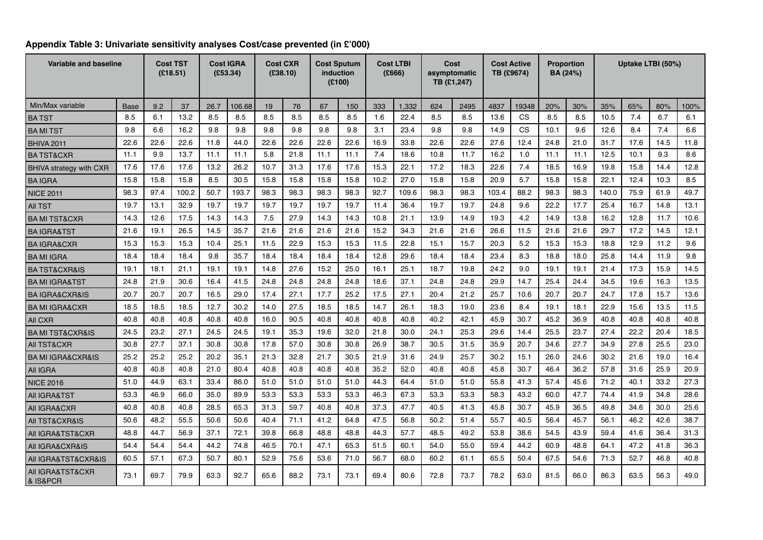**Appendix Table 3: Univariate sensitivity analyses Cost/case prevented (in £'000)**

| Variable and baseline | | Cost TST (£18.51) | | Cost IGRA (£53.34) | | Cost CXR (£38.10) | | Cost Sputum induction (£100) | | Cost LTBI (£666) | | Cost asymptomatic TB (£1,247) | | Cost Active TB (£9674) | | Proportion BA (24%) | | Uptake LTBI (50%) | | | |
|---|---|---|---|---|---|---|---|---|---|---|---|---|---|---|---|---|---|---|---|---|---|
| Min/Max variable | Base | 9.2 | 37 | 26.7 | 106.68 | 19 | 76 | 67 | 150 | 333 | 1,332 | 624 | 2495 | 4837 | 19348 | 20% | 30% | 35% | 65% | 80% | 100% |
| BA TST | 8.5 | 6.1 | 13.2 | 8.5 | 8.5 | 8.5 | 8.5 | 8.5 | 8.5 | 1.6 | 22.4 | 8.5 | 8.5 | 13.6 | CS | 8.5 | 8.5 | 10.5 | 7.4 | 6.7 | 6.1 |
| BA MI TST | 9.8 | 6.6 | 16.2 | 9.8 | 9.8 | 9.8 | 9.8 | 9.8 | 9.8 | 3.1 | 23.4 | 9.8 | 9.8 | 14.9 | CS | 10.1 | 9.6 | 12.6 | 8.4 | 7.4 | 6.6 |
| BHIVA 2011 | 22.6 | 22.6 | 22.6 | 11.8 | 44.0 | 22.6 | 22.6 | 22.6 | 22.6 | 16.9 | 33.8 | 22.6 | 22.6 | 27.6 | 12.4 | 24.8 | 21.0 | 31.7 | 17.6 | 14.5 | 11.8 |
| BA TST&CXR | 11.1 | 9.9 | 13.7 | 11.1 | 11.1 | 5.8 | 21.8 | 11.1 | 11.1 | 7.4 | 18.6 | 10.8 | 11.7 | 16.2 | 1.0 | 11.1 | 11.1 | 12.5 | 10.1 | 9.3 | 8.6 |
| BHIVA strategy with CXR | 17.6 | 17.6 | 17.6 | 13.2 | 26.2 | 10.7 | 31.3 | 17.6 | 17.6 | 15.3 | 22.1 | 17.2 | 18.3 | 22.6 | 7.4 | 18.5 | 16.9 | 19.8 | 15.8 | 14.4 | 12.8 |
| BA IGRA | 15.8 | 15.8 | 15.8 | 8.5 | 30.5 | 15.8 | 15.8 | 15.8 | 15.8 | 10.2 | 27.0 | 15.8 | 15.8 | 20.9 | 5.7 | 15.8 | 15.8 | 22.1 | 12.4 | 10.3 | 8.5 |
| NICE 2011 | 98.3 | 97.4 | 100.2 | 50.7 | 193.7 | 98.3 | 98.3 | 98.3 | 98.3 | 92.7 | 109.6 | 98.3 | 98.3 | 103.4 | 88.2 | 98.3 | 98.3 | 140.0 | 75.9 | 61.9 | 49.7 |
| All TST | 19.7 | 13.1 | 32.9 | 19.7 | 19.7 | 19.7 | 19.7 | 19.7 | 19.7 | 11.4 | 36.4 | 19.7 | 19.7 | 24.8 | 9.6 | 22.2 | 17.7 | 25.4 | 16.7 | 14.8 | 13.1 |
| BA MI TST&CXR | 14.3 | 12.6 | 17.5 | 14.3 | 14.3 | 7.5 | 27.9 | 14.3 | 14.3 | 10.8 | 21.1 | 13.9 | 14.9 | 19.3 | 4.2 | 14.9 | 13.8 | 16.2 | 12.8 | 11.7 | 10.6 |
| BA IGRA&TST | 21.6 | 19.1 | 26.5 | 14.5 | 35.7 | 21.6 | 21.6 | 21.6 | 21.6 | 15.2 | 34.3 | 21.6 | 21.6 | 26.6 | 11.5 | 21.6 | 21.6 | 29.7 | 17.2 | 14.5 | 12.1 |
| BA IGRA&CXR | 15.3 | 15.3 | 15.3 | 10.4 | 25.1 | 11.5 | 22.9 | 15.3 | 15.3 | 11.5 | 22.8 | 15.1 | 15.7 | 20.3 | 5.2 | 15.3 | 15.3 | 18.8 | 12.9 | 11.2 | 9.6 |
| BA MI IGRA | 18.4 | 18.4 | 18.4 | 9.8 | 35.7 | 18.4 | 18.4 | 18.4 | 18.4 | 12.8 | 29.6 | 18.4 | 18.4 | 23.4 | 8.3 | 18.8 | 18.0 | 25.8 | 14.4 | 11.9 | 9.8 |
| BA TST&CXR&IS | 19.1 | 18.1 | 21.1 | 19.1 | 19.1 | 14.8 | 27.6 | 15.2 | 25.0 | 16.1 | 25.1 | 18.7 | 19.8 | 24.2 | 9.0 | 19.1 | 19.1 | 21.4 | 17.3 | 15.9 | 14.5 |
| BA MI IGRA&TST | 24.8 | 21.9 | 30.6 | 16.4 | 41.5 | 24.8 | 24.8 | 24.8 | 24.8 | 18.6 | 37.1 | 24.8 | 24.8 | 29.9 | 14.7 | 25.4 | 24.4 | 34.5 | 19.6 | 16.3 | 13.5 |
| BA IGRA&CXR&IS | 20.7 | 20.7 | 20.7 | 16.5 | 29.0 | 17.4 | 27.1 | 17.7 | 25.2 | 17.5 | 27.1 | 20.4 | 21.2 | 25.7 | 10.6 | 20.7 | 20.7 | 24.7 | 17.8 | 15.7 | 13.6 |
| BA MI IGRA&CXR | 18.5 | 18.5 | 18.5 | 12.7 | 30.2 | 14.0 | 27.5 | 18.5 | 18.5 | 14.7 | 26.1 | 18.3 | 19.0 | 23.6 | 8.4 | 19.1 | 18.1 | 22.9 | 15.6 | 13.5 | 11.5 |
| All CXR | 40.8 | 40.8 | 40.8 | 40.8 | 40.8 | 16.0 | 90.5 | 40.8 | 40.8 | 40.8 | 40.8 | 40.2 | 42.1 | 45.9 | 30.7 | 45.2 | 36.9 | 40.8 | 40.8 | 40.8 | 40.8 |
| BA MI TST&CXR&IS | 24.5 | 23.2 | 27.1 | 24.5 | 24.5 | 19.1 | 35.3 | 19.6 | 32.0 | 21.8 | 30.0 | 24.1 | 25.3 | 29.6 | 14.4 | 25.5 | 23.7 | 27.4 | 22.2 | 20.4 | 18.5 |
| All TST&CXR | 30.8 | 27.7 | 37.1 | 30.8 | 30.8 | 17.8 | 57.0 | 30.8 | 30.8 | 26.9 | 38.7 | 30.5 | 31.5 | 35.9 | 20.7 | 34.6 | 27.7 | 34.9 | 27.8 | 25.5 | 23.0 |
| BA MI IGRA&CXR&IS | 25.2 | 25.2 | 25.2 | 20.2 | 35.1 | 21.3 | 32.8 | 21.7 | 30.5 | 21.9 | 31.6 | 24.9 | 25.7 | 30.2 | 15.1 | 26.0 | 24.6 | 30.2 | 21.6 | 19.0 | 16.4 |
| All IGRA | 40.8 | 40.8 | 40.8 | 21.0 | 80.4 | 40.8 | 40.8 | 40.8 | 40.8 | 35.2 | 52.0 | 40.8 | 40.8 | 45.8 | 30.7 | 46.4 | 36.2 | 57.8 | 31.6 | 25.9 | 20.9 |
| NICE 2016 | 51.0 | 44.9 | 63.1 | 33.4 | 86.0 | 51.0 | 51.0 | 51.0 | 51.0 | 44.3 | 64.4 | 51.0 | 51.0 | 55.8 | 41.3 | 57.4 | 45.6 | 71.2 | 40.1 | 33.2 | 27.3 |
| All IGRA&TST | 53.3 | 46.9 | 66.0 | 35.0 | 89.9 | 53.3 | 53.3 | 53.3 | 53.3 | 46.3 | 67.3 | 53.3 | 53.3 | 58.3 | 43.2 | 60.0 | 47.7 | 74.4 | 41.9 | 34.8 | 28.6 |
| All IGRA&CXR | 40.8 | 40.8 | 40.8 | 28.5 | 65.3 | 31.3 | 59.7 | 40.8 | 40.8 | 37.3 | 47.7 | 40.5 | 41.3 | 45.8 | 30.7 | 45.9 | 36.5 | 49.8 | 34.6 | 30.0 | 25.6 |
| All TST&CXR&IS | 50.6 | 48.2 | 55.5 | 50.6 | 50.6 | 40.4 | 71.1 | 41.2 | 64.8 | 47.5 | 56.8 | 50.2 | 51.4 | 55.7 | 40.5 | 56.4 | 45.7 | 56.1 | 46.2 | 42.6 | 38.7 |
| All IGRA&TST&CXR | 48.8 | 44.7 | 56.9 | 37.1 | 72.1 | 39.8 | 66.8 | 48.8 | 48.8 | 44.3 | 57.7 | 48.5 | 49.2 | 53.8 | 38.6 | 54.5 | 43.9 | 59.4 | 41.6 | 36.4 | 31.3 |
| All IGRA&CXR&IS | 54.4 | 54.4 | 54.4 | 44.2 | 74.8 | 46.5 | 70.1 | 47.1 | 65.3 | 51.5 | 60.1 | 54.0 | 55.0 | 59.4 | 44.2 | 60.9 | 48.8 | 64.1 | 47.2 | 41.8 | 36.3 |
| All IGRA&TST&CXR&IS | 60.5 | 57.1 | 67.3 | 50.7 | 80.1 | 52.9 | 75.6 | 53.6 | 71.0 | 56.7 | 68.0 | 60.2 | 61.1 | 65.5 | 50.4 | 67.5 | 54.6 | 71.3 | 52.7 | 46.8 | 40.8 |
| All IGRA&TST&CXR & IS&PCR | 73.1 | 69.7 | 79.9 | 63.3 | 92.7 | 65.6 | 88.2 | 73.1 | 73.1 | 69.4 | 80.6 | 72.8 | 73.7 | 78.2 | 63.0 | 81.5 | 66.0 | 86.3 | 63.5 | 56.3 | 49.0 |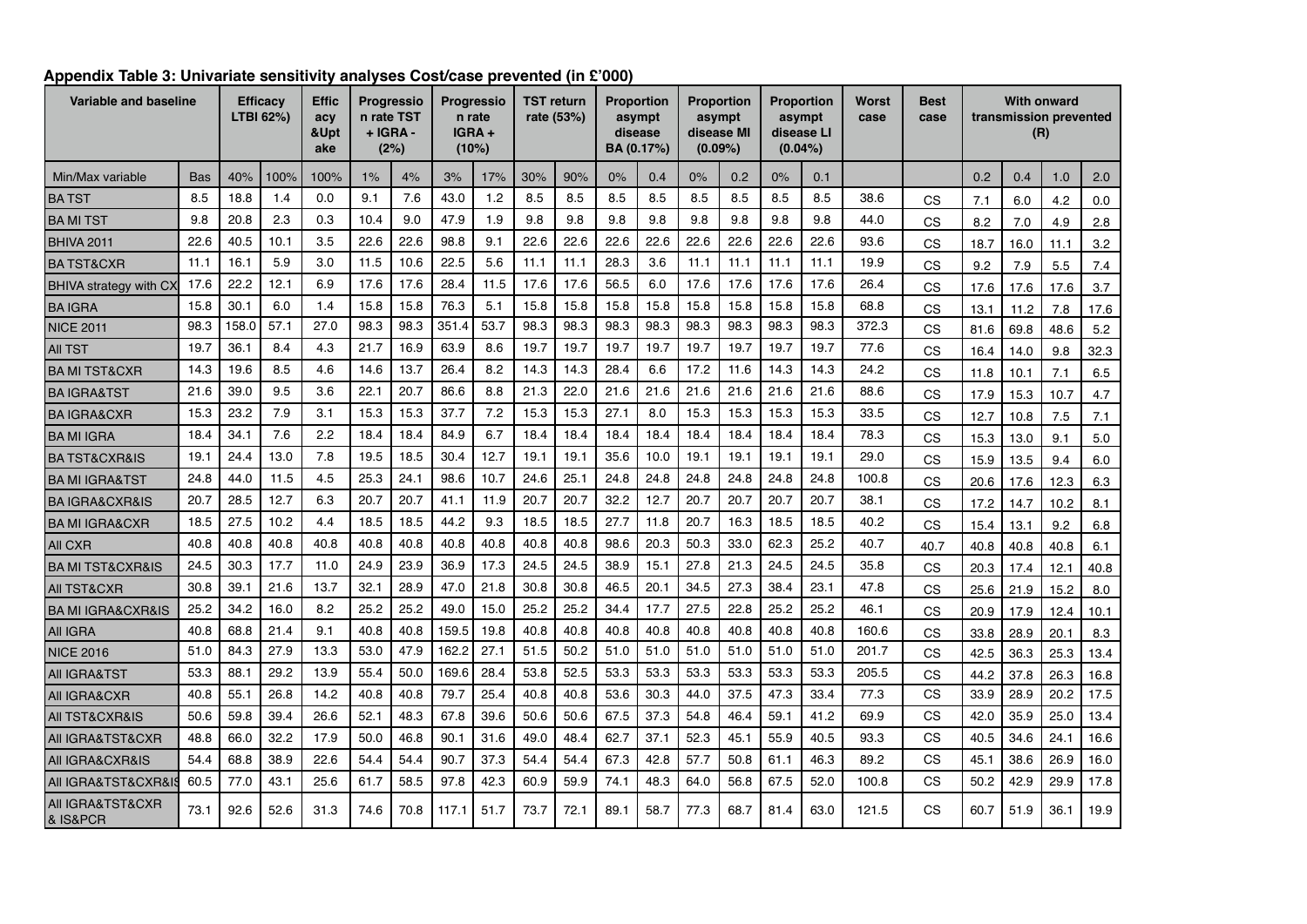**Appendix Table 3: Univariate sensitivity analyses Cost/case prevented (in £'000)**

| Variable and baseline | | Efficacy LTBI 62%) | | Efficacy &Uptake | Progression rate TST + IGRA - (2%) | | Progression rate IGRA + (10%) | | TST return rate (53%) | | Proportion asympt disease BA (0.17%) | | Proportion asympt disease MI (0.09%) | | Proportion asympt disease LI (0.04%) | | Worst case | Best case | With onward transmission prevented (R) | | | |
|---|---|---|---|---|---|---|---|---|---|---|---|---|---|---|---|---|---|---|---|---|---|---|
| Min/Max variable | Bas | 40% | 100% | 100% | 1% | 4% | 3% | 17% | 30% | 90% | 0% | 0.4 | 0% | 0.2 | 0% | 0.1 | | | 0.2 | 0.4 | 1.0 | 2.0 |
| BA TST | 8.5 | 18.8 | 1.4 | 0.0 | 9.1 | 7.6 | 43.0 | 1.2 | 8.5 | 8.5 | 8.5 | 8.5 | 8.5 | 8.5 | 8.5 | 8.5 | 38.6 | CS | 7.1 | 6.0 | 4.2 | 0.0 |
| BA MI TST | 9.8 | 20.8 | 2.3 | 0.3 | 10.4 | 9.0 | 47.9 | 1.9 | 9.8 | 9.8 | 9.8 | 9.8 | 9.8 | 9.8 | 9.8 | 9.8 | 44.0 | CS | 8.2 | 7.0 | 4.9 | 2.8 |
| BHIVA 2011 | 22.6 | 40.5 | 10.1 | 3.5 | 22.6 | 22.6 | 98.8 | 9.1 | 22.6 | 22.6 | 22.6 | 22.6 | 22.6 | 22.6 | 22.6 | 22.6 | 93.6 | CS | 18.7 | 16.0 | 11.1 | 3.2 |
| BA TST&CXR | 11.1 | 16.1 | 5.9 | 3.0 | 11.5 | 10.6 | 22.5 | 5.6 | 11.1 | 11.1 | 28.3 | 3.6 | 11.1 | 11.1 | 11.1 | 11.1 | 19.9 | CS | 9.2 | 7.9 | 5.5 | 7.4 |
| BHIVA strategy with CX | 17.6 | 22.2 | 12.1 | 6.9 | 17.6 | 17.6 | 28.4 | 11.5 | 17.6 | 17.6 | 56.5 | 6.0 | 17.6 | 17.6 | 17.6 | 17.6 | 26.4 | CS | 17.6 | 17.6 | 17.6 | 3.7 |
| BA IGRA | 15.8 | 30.1 | 6.0 | 1.4 | 15.8 | 15.8 | 76.3 | 5.1 | 15.8 | 15.8 | 15.8 | 15.8 | 15.8 | 15.8 | 15.8 | 15.8 | 68.8 | CS | 13.1 | 11.2 | 7.8 | 17.6 |
| NICE 2011 | 98.3 | 158.0 | 57.1 | 27.0 | 98.3 | 98.3 | 351.4 | 53.7 | 98.3 | 98.3 | 98.3 | 98.3 | 98.3 | 98.3 | 98.3 | 98.3 | 372.3 | CS | 81.6 | 69.8 | 48.6 | 5.2 |
| All TST | 19.7 | 36.1 | 8.4 | 4.3 | 21.7 | 16.9 | 63.9 | 8.6 | 19.7 | 19.7 | 19.7 | 19.7 | 19.7 | 19.7 | 19.7 | 19.7 | 77.6 | CS | 16.4 | 14.0 | 9.8 | 32.3 |
| BA MI TST&CXR | 14.3 | 19.6 | 8.5 | 4.6 | 14.6 | 13.7 | 26.4 | 8.2 | 14.3 | 14.3 | 28.4 | 6.6 | 17.2 | 11.6 | 14.3 | 14.3 | 24.2 | CS | 11.8 | 10.1 | 7.1 | 6.5 |
| BA IGRA&TST | 21.6 | 39.0 | 9.5 | 3.6 | 22.1 | 20.7 | 86.6 | 8.8 | 21.3 | 22.0 | 21.6 | 21.6 | 21.6 | 21.6 | 21.6 | 21.6 | 88.6 | CS | 17.9 | 15.3 | 10.7 | 4.7 |
| BA IGRA&CXR | 15.3 | 23.2 | 7.9 | 3.1 | 15.3 | 15.3 | 37.7 | 7.2 | 15.3 | 15.3 | 27.1 | 8.0 | 15.3 | 15.3 | 15.3 | 15.3 | 33.5 | CS | 12.7 | 10.8 | 7.5 | 7.1 |
| BA MI IGRA | 18.4 | 34.1 | 7.6 | 2.2 | 18.4 | 18.4 | 84.9 | 6.7 | 18.4 | 18.4 | 18.4 | 18.4 | 18.4 | 18.4 | 18.4 | 18.4 | 78.3 | CS | 15.3 | 13.0 | 9.1 | 5.0 |
| BA TST&CXR&IS | 19.1 | 24.4 | 13.0 | 7.8 | 19.5 | 18.5 | 30.4 | 12.7 | 19.1 | 19.1 | 35.6 | 10.0 | 19.1 | 19.1 | 19.1 | 19.1 | 29.0 | CS | 15.9 | 13.5 | 9.4 | 6.0 |
| BA MI IGRA&TST | 24.8 | 44.0 | 11.5 | 4.5 | 25.3 | 24.1 | 98.6 | 10.7 | 24.6 | 25.1 | 24.8 | 24.8 | 24.8 | 24.8 | 24.8 | 24.8 | 100.8 | CS | 20.6 | 17.6 | 12.3 | 6.3 |
| BA IGRA&CXR&IS | 20.7 | 28.5 | 12.7 | 6.3 | 20.7 | 20.7 | 41.1 | 11.9 | 20.7 | 20.7 | 32.2 | 12.7 | 20.7 | 20.7 | 20.7 | 20.7 | 38.1 | CS | 17.2 | 14.7 | 10.2 | 8.1 |
| BA MI IGRA&CXR | 18.5 | 27.5 | 10.2 | 4.4 | 18.5 | 18.5 | 44.2 | 9.3 | 18.5 | 18.5 | 27.7 | 11.8 | 20.7 | 16.3 | 18.5 | 18.5 | 40.2 | CS | 15.4 | 13.1 | 9.2 | 6.8 |
| All CXR | 40.8 | 40.8 | 40.8 | 40.8 | 40.8 | 40.8 | 40.8 | 40.8 | 40.8 | 40.8 | 98.6 | 20.3 | 50.3 | 33.0 | 62.3 | 25.2 | 40.7 | 40.7 | 40.8 | 40.8 | 40.8 | 6.1 |
| BA MI TST&CXR&IS | 24.5 | 30.3 | 17.7 | 11.0 | 24.9 | 23.9 | 36.9 | 17.3 | 24.5 | 24.5 | 38.9 | 15.1 | 27.8 | 21.3 | 24.5 | 24.5 | 35.8 | CS | 20.3 | 17.4 | 12.1 | 40.8 |
| All TST&CXR | 30.8 | 39.1 | 21.6 | 13.7 | 32.1 | 28.9 | 47.0 | 21.8 | 30.8 | 30.8 | 46.5 | 20.1 | 34.5 | 27.3 | 38.4 | 23.1 | 47.8 | CS | 25.6 | 21.9 | 15.2 | 8.0 |
| BA MI IGRA&CXR&IS | 25.2 | 34.2 | 16.0 | 8.2 | 25.2 | 25.2 | 49.0 | 15.0 | 25.2 | 25.2 | 34.4 | 17.7 | 27.5 | 22.8 | 25.2 | 25.2 | 46.1 | CS | 20.9 | 17.9 | 12.4 | 10.1 |
| All IGRA | 40.8 | 68.8 | 21.4 | 9.1 | 40.8 | 40.8 | 159.5 | 19.8 | 40.8 | 40.8 | 40.8 | 40.8 | 40.8 | 40.8 | 40.8 | 40.8 | 160.6 | CS | 33.8 | 28.9 | 20.1 | 8.3 |
| NICE 2016 | 51.0 | 84.3 | 27.9 | 13.3 | 53.0 | 47.9 | 162.2 | 27.1 | 51.5 | 50.2 | 51.0 | 51.0 | 51.0 | 51.0 | 51.0 | 51.0 | 201.7 | CS | 42.5 | 36.3 | 25.3 | 13.4 |
| All IGRA&TST | 53.3 | 88.1 | 29.2 | 13.9 | 55.4 | 50.0 | 169.6 | 28.4 | 53.8 | 52.5 | 53.3 | 53.3 | 53.3 | 53.3 | 53.3 | 53.3 | 205.5 | CS | 44.2 | 37.8 | 26.3 | 16.8 |
| All IGRA&CXR | 40.8 | 55.1 | 26.8 | 14.2 | 40.8 | 40.8 | 79.7 | 25.4 | 40.8 | 40.8 | 53.6 | 30.3 | 44.0 | 37.5 | 47.3 | 33.4 | 77.3 | CS | 33.9 | 28.9 | 20.2 | 17.5 |
| All TST&CXR&IS | 50.6 | 59.8 | 39.4 | 26.6 | 52.1 | 48.3 | 67.8 | 39.6 | 50.6 | 50.6 | 67.5 | 37.3 | 54.8 | 46.4 | 59.1 | 41.2 | 69.9 | CS | 42.0 | 35.9 | 25.0 | 13.4 |
| All IGRA&TST&CXR | 48.8 | 66.0 | 32.2 | 17.9 | 50.0 | 46.8 | 90.1 | 31.6 | 49.0 | 48.4 | 62.7 | 37.1 | 52.3 | 45.1 | 55.9 | 40.5 | 93.3 | CS | 40.5 | 34.6 | 24.1 | 16.6 |
| All IGRA&CXR&IS | 54.4 | 68.8 | 38.9 | 22.6 | 54.4 | 54.4 | 90.7 | 37.3 | 54.4 | 54.4 | 67.3 | 42.8 | 57.7 | 50.8 | 61.1 | 46.3 | 89.2 | CS | 45.1 | 38.6 | 26.9 | 16.0 |
| All IGRA&TST&CXR&IS | 60.5 | 77.0 | 43.1 | 25.6 | 61.7 | 58.5 | 97.8 | 42.3 | 60.9 | 59.9 | 74.1 | 48.3 | 64.0 | 56.8 | 67.5 | 52.0 | 100.8 | CS | 50.2 | 42.9 | 29.9 | 17.8 |
| All IGRA&TST&CXR & IS&PCR | 73.1 | 92.6 | 52.6 | 31.3 | 74.6 | 70.8 | 117.1 | 51.7 | 73.7 | 72.1 | 89.1 | 58.7 | 77.3 | 68.7 | 81.4 | 63.0 | 121.5 | CS | 60.7 | 51.9 | 36.1 | 19.9 |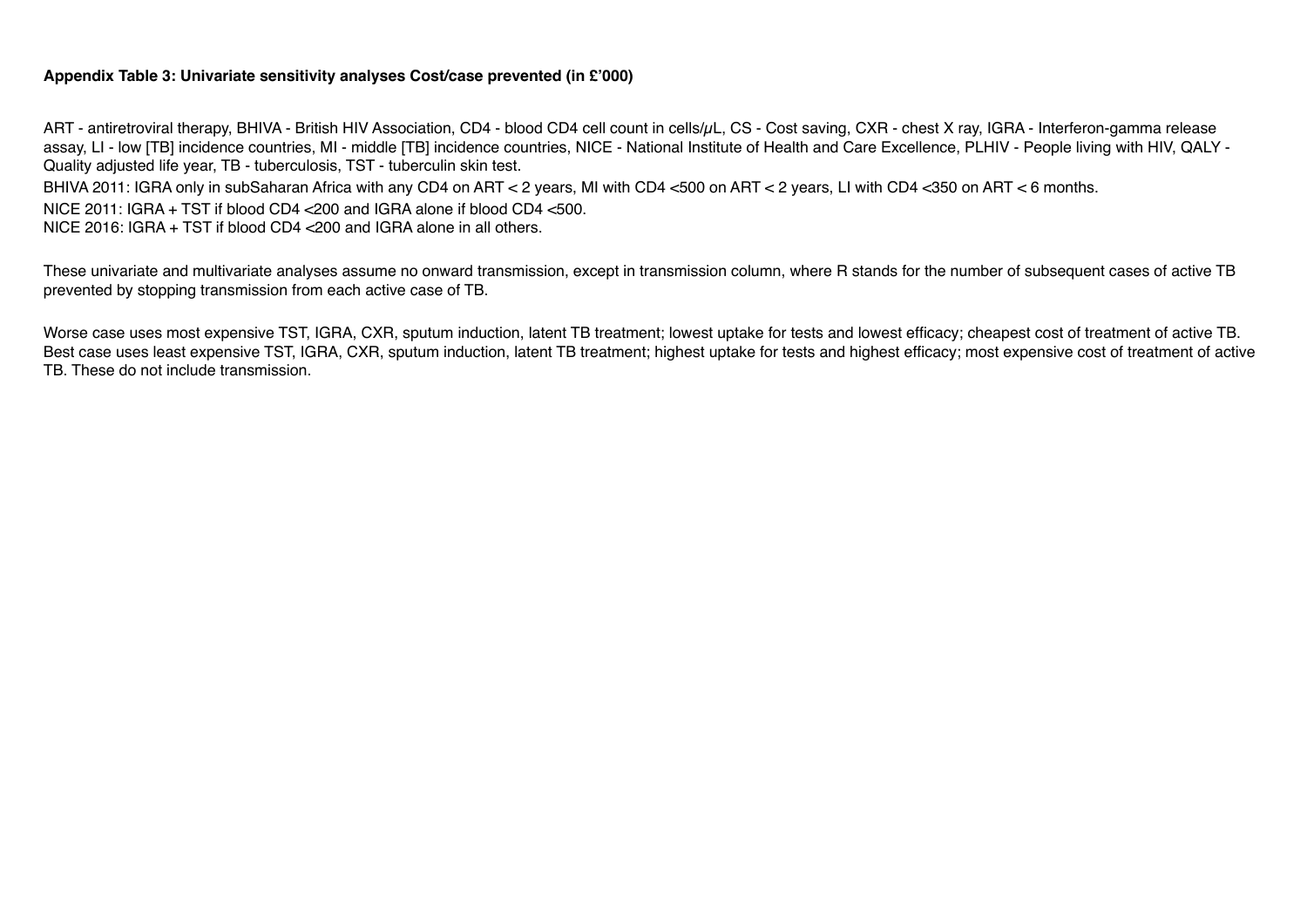**Appendix Table 3: Univariate sensitivity analyses Cost/case prevented (in £'000)**

ART - antiretroviral therapy, BHIVA - British HIV Association, CD4 - blood CD4 cell count in cells/μL, CS - Cost saving, CXR - chest X ray, IGRA - Interferon-gamma release assay, LI - low [TB] incidence countries, MI - middle [TB] incidence countries, NICE - National Institute of Health and Care Excellence, PLHIV - People living with HIV, QALY - Quality adjusted life year, TB - tuberculosis, TST - tuberculin skin test.

BHIVA 2011: IGRA only in subSaharan Africa with any CD4 on ART < 2 years, MI with CD4 <500 on ART < 2 years, LI with CD4 <350 on ART < 6 months.

NICE 2011: IGRA + TST if blood CD4 <200 and IGRA alone if blood CD4 <500.

NICE 2016: IGRA + TST if blood CD4 <200 and IGRA alone in all others.

These univariate and multivariate analyses assume no onward transmission, except in transmission column, where R stands for the number of subsequent cases of active TB prevented by stopping transmission from each active case of TB.

Worse case uses most expensive TST, IGRA, CXR, sputum induction, latent TB treatment; lowest uptake for tests and lowest efficacy; cheapest cost of treatment of active TB. Best case uses least expensive TST, IGRA, CXR, sputum induction, latent TB treatment; highest uptake for tests and highest efficacy; most expensive cost of treatment of active TB. These do not include transmission.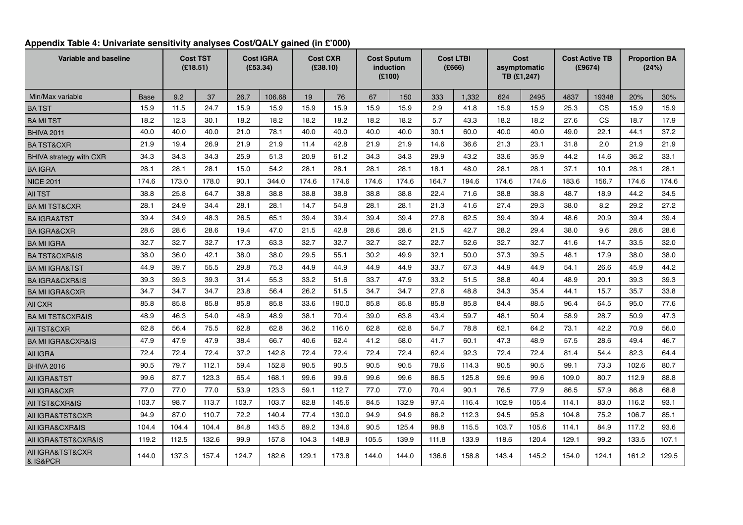**Appendix Table 4: Univariate sensitivity analyses Cost/QALY gained (in £'000)**

| Variable and baseline | | Cost TST (£18.51) | | Cost IGRA (£53.34) | | Cost CXR (£38.10) | | Cost Sputum induction (£100) | | Cost LTBI (£666) | | Cost asymptomatic TB (£1,247) | | Cost Active TB (£9674) | | Proportion BA (24%) | |
|---|---|---|---|---|---|---|---|---|---|---|---|---|---|---|---|---|---|
| Min/Max variable | Base | 9.2 | 37 | 26.7 | 106.68 | 19 | 76 | 67 | 150 | 333 | 1,332 | 624 | 2495 | 4837 | 19348 | 20% | 30% |
| BA TST | 15.9 | 11.5 | 24.7 | 15.9 | 15.9 | 15.9 | 15.9 | 15.9 | 15.9 | 2.9 | 41.8 | 15.9 | 15.9 | 25.3 | CS | 15.9 | 15.9 |
| BA MI TST | 18.2 | 12.3 | 30.1 | 18.2 | 18.2 | 18.2 | 18.2 | 18.2 | 18.2 | 5.7 | 43.3 | 18.2 | 18.2 | 27.6 | CS | 18.7 | 17.9 |
| BHIVA 2011 | 40.0 | 40.0 | 40.0 | 21.0 | 78.1 | 40.0 | 40.0 | 40.0 | 40.0 | 30.1 | 60.0 | 40.0 | 40.0 | 49.0 | 22.1 | 44.1 | 37.2 |
| BA TST&CXR | 21.9 | 19.4 | 26.9 | 21.9 | 21.9 | 11.4 | 42.8 | 21.9 | 21.9 | 14.6 | 36.6 | 21.3 | 23.1 | 31.8 | 2.0 | 21.9 | 21.9 |
| BHIVA strategy with CXR | 34.3 | 34.3 | 34.3 | 25.9 | 51.3 | 20.9 | 61.2 | 34.3 | 34.3 | 29.9 | 43.2 | 33.6 | 35.9 | 44.2 | 14.6 | 36.2 | 33.1 |
| BA IGRA | 28.1 | 28.1 | 28.1 | 15.0 | 54.2 | 28.1 | 28.1 | 28.1 | 28.1 | 18.1 | 48.0 | 28.1 | 28.1 | 37.1 | 10.1 | 28.1 | 28.1 |
| NICE 2011 | 174.6 | 173.0 | 178.0 | 90.1 | 344.0 | 174.6 | 174.6 | 174.6 | 174.6 | 164.7 | 194.6 | 174.6 | 174.6 | 183.6 | 156.7 | 174.6 | 174.6 |
| All TST | 38.8 | 25.8 | 64.7 | 38.8 | 38.8 | 38.8 | 38.8 | 38.8 | 38.8 | 22.4 | 71.6 | 38.8 | 38.8 | 48.7 | 18.9 | 44.2 | 34.5 |
| BA MI TST&CXR | 28.1 | 24.9 | 34.4 | 28.1 | 28.1 | 14.7 | 54.8 | 28.1 | 28.1 | 21.3 | 41.6 | 27.4 | 29.3 | 38.0 | 8.2 | 29.2 | 27.2 |
| BA IGRA&TST | 39.4 | 34.9 | 48.3 | 26.5 | 65.1 | 39.4 | 39.4 | 39.4 | 39.4 | 27.8 | 62.5 | 39.4 | 39.4 | 48.6 | 20.9 | 39.4 | 39.4 |
| BA IGRA&CXR | 28.6 | 28.6 | 28.6 | 19.4 | 47.0 | 21.5 | 42.8 | 28.6 | 28.6 | 21.5 | 42.7 | 28.2 | 29.4 | 38.0 | 9.6 | 28.6 | 28.6 |
| BA MI IGRA | 32.7 | 32.7 | 32.7 | 17.3 | 63.3 | 32.7 | 32.7 | 32.7 | 32.7 | 22.7 | 52.6 | 32.7 | 32.7 | 41.6 | 14.7 | 33.5 | 32.0 |
| BA TST&CXR&IS | 38.0 | 36.0 | 42.1 | 38.0 | 38.0 | 29.5 | 55.1 | 30.2 | 49.9 | 32.1 | 50.0 | 37.3 | 39.5 | 48.1 | 17.9 | 38.0 | 38.0 |
| BA MI IGRA&TST | 44.9 | 39.7 | 55.5 | 29.8 | 75.3 | 44.9 | 44.9 | 44.9 | 44.9 | 33.7 | 67.3 | 44.9 | 44.9 | 54.1 | 26.6 | 45.9 | 44.2 |
| BA IGRA&CXR&IS | 39.3 | 39.3 | 39.3 | 31.4 | 55.3 | 33.2 | 51.6 | 33.7 | 47.9 | 33.2 | 51.5 | 38.8 | 40.4 | 48.9 | 20.1 | 39.3 | 39.3 |
| BA MI IGRA&CXR | 34.7 | 34.7 | 34.7 | 23.8 | 56.4 | 26.2 | 51.5 | 34.7 | 34.7 | 27.6 | 48.8 | 34.3 | 35.4 | 44.1 | 15.7 | 35.7 | 33.8 |
| All CXR | 85.8 | 85.8 | 85.8 | 85.8 | 85.8 | 33.6 | 190.0 | 85.8 | 85.8 | 85.8 | 85.8 | 84.4 | 88.5 | 96.4 | 64.5 | 95.0 | 77.6 |
| BA MI TST&CXR&IS | 48.9 | 46.3 | 54.0 | 48.9 | 48.9 | 38.1 | 70.4 | 39.0 | 63.8 | 43.4 | 59.7 | 48.1 | 50.4 | 58.9 | 28.7 | 50.9 | 47.3 |
| All TST&CXR | 62.8 | 56.4 | 75.5 | 62.8 | 62.8 | 36.2 | 116.0 | 62.8 | 62.8 | 54.7 | 78.8 | 62.1 | 64.2 | 73.1 | 42.2 | 70.9 | 56.0 |
| BA MI IGRA&CXR&IS | 47.9 | 47.9 | 47.9 | 38.4 | 66.7 | 40.6 | 62.4 | 41.2 | 58.0 | 41.7 | 60.1 | 47.3 | 48.9 | 57.5 | 28.6 | 49.4 | 46.7 |
| All IGRA | 72.4 | 72.4 | 72.4 | 37.2 | 142.8 | 72.4 | 72.4 | 72.4 | 72.4 | 62.4 | 92.3 | 72.4 | 72.4 | 81.4 | 54.4 | 82.3 | 64.4 |
| BHIVA 2016 | 90.5 | 79.7 | 112.1 | 59.4 | 152.8 | 90.5 | 90.5 | 90.5 | 90.5 | 78.6 | 114.3 | 90.5 | 90.5 | 99.1 | 73.3 | 102.6 | 80.7 |
| All IGRA&TST | 99.6 | 87.7 | 123.3 | 65.4 | 168.1 | 99.6 | 99.6 | 99.6 | 99.6 | 86.5 | 125.8 | 99.6 | 99.6 | 109.0 | 80.7 | 112.9 | 88.8 |
| All IGRA&CXR | 77.0 | 77.0 | 77.0 | 53.9 | 123.3 | 59.1 | 112.7 | 77.0 | 77.0 | 70.4 | 90.1 | 76.5 | 77.9 | 86.5 | 57.9 | 86.8 | 68.8 |
| All TST&CXR&IS | 103.7 | 98.7 | 113.7 | 103.7 | 103.7 | 82.8 | 145.6 | 84.5 | 132.9 | 97.4 | 116.4 | 102.9 | 105.4 | 114.1 | 83.0 | 116.2 | 93.1 |
| All IGRA&TST&CXR | 94.9 | 87.0 | 110.7 | 72.2 | 140.4 | 77.4 | 130.0 | 94.9 | 94.9 | 86.2 | 112.3 | 94.5 | 95.8 | 104.8 | 75.2 | 106.7 | 85.1 |
| All IGRA&CXR&IS | 104.4 | 104.4 | 104.4 | 84.8 | 143.5 | 89.2 | 134.6 | 90.5 | 125.4 | 98.8 | 115.5 | 103.7 | 105.6 | 114.1 | 84.9 | 117.2 | 93.6 |
| All IGRA&TST&CXR&IS | 119.2 | 112.5 | 132.6 | 99.9 | 157.8 | 104.3 | 148.9 | 105.5 | 139.9 | 111.8 | 133.9 | 118.6 | 120.4 | 129.1 | 99.2 | 133.5 | 107.1 |
| All IGRA&TST&CXR & IS&PCR | 144.0 | 137.3 | 157.4 | 124.7 | 182.6 | 129.1 | 173.8 | 144.0 | 144.0 | 136.6 | 158.8 | 143.4 | 145.2 | 154.0 | 124.1 | 161.2 | 129.5 |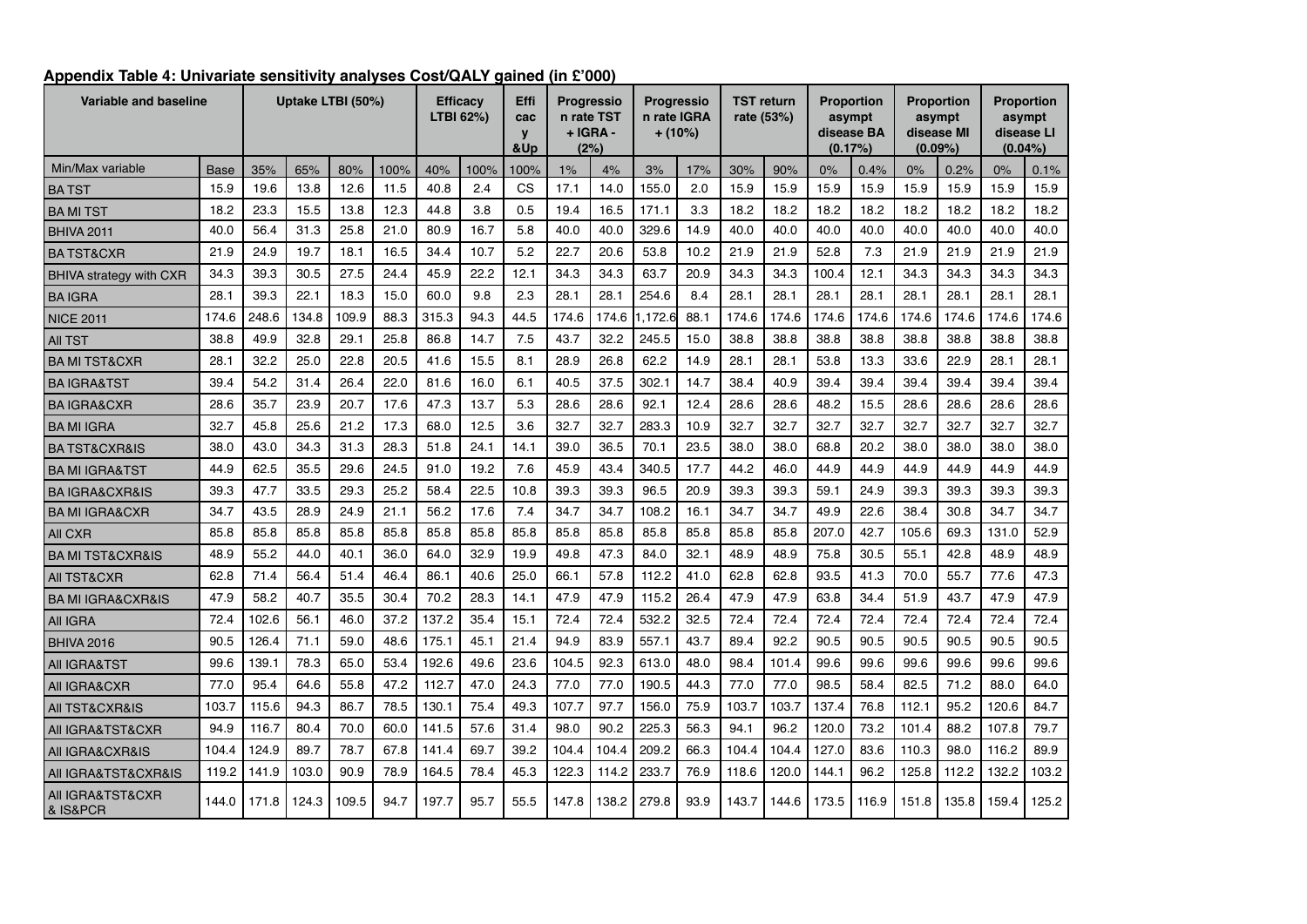**Appendix Table 4: Univariate sensitivity analyses Cost/QALY gained (in £'000)**

| Variable and baseline | | Uptake LTBI (50%) | | | | Efficacy LTBI 62%) | | Efficacy &Up | Progression rate TST + IGRA - (2%) | | Progression rate IGRA + (10%) | | TST return rate (53%) | | Proportion asympt disease BA (0.17%) | | Proportion asympt disease MI (0.09%) | | Proportion asympt disease LI (0.04%) | |
|---|---|---|---|---|---|---|---|---|---|---|---|---|---|---|---|---|---|---|---|---|
| Min/Max variable | Base | 35% | 65% | 80% | 100% | 40% | 100% | 100% | 1% | 4% | 3% | 17% | 30% | 90% | 0% | 0.4% | 0% | 0.2% | 0% | 0.1% |
| BA TST | 15.9 | 19.6 | 13.8 | 12.6 | 11.5 | 40.8 | 2.4 | CS | 17.1 | 14.0 | 155.0 | 2.0 | 15.9 | 15.9 | 15.9 | 15.9 | 15.9 | 15.9 | 15.9 | 15.9 |
| BA MI TST | 18.2 | 23.3 | 15.5 | 13.8 | 12.3 | 44.8 | 3.8 | 0.5 | 19.4 | 16.5 | 171.1 | 3.3 | 18.2 | 18.2 | 18.2 | 18.2 | 18.2 | 18.2 | 18.2 | 18.2 |
| BHIVA 2011 | 40.0 | 56.4 | 31.3 | 25.8 | 21.0 | 80.9 | 16.7 | 5.8 | 40.0 | 40.0 | 329.6 | 14.9 | 40.0 | 40.0 | 40.0 | 40.0 | 40.0 | 40.0 | 40.0 | 40.0 |
| BA TST&CXR | 21.9 | 24.9 | 19.7 | 18.1 | 16.5 | 34.4 | 10.7 | 5.2 | 22.7 | 20.6 | 53.8 | 10.2 | 21.9 | 21.9 | 52.8 | 7.3 | 21.9 | 21.9 | 21.9 | 21.9 |
| BHIVA strategy with CXR | 34.3 | 39.3 | 30.5 | 27.5 | 24.4 | 45.9 | 22.2 | 12.1 | 34.3 | 34.3 | 63.7 | 20.9 | 34.3 | 34.3 | 100.4 | 12.1 | 34.3 | 34.3 | 34.3 | 34.3 |
| BA IGRA | 28.1 | 39.3 | 22.1 | 18.3 | 15.0 | 60.0 | 9.8 | 2.3 | 28.1 | 28.1 | 254.6 | 8.4 | 28.1 | 28.1 | 28.1 | 28.1 | 28.1 | 28.1 | 28.1 | 28.1 |
| NICE 2011 | 174.6 | 248.6 | 134.8 | 109.9 | 88.3 | 315.3 | 94.3 | 44.5 | 174.6 | 174.6 | 1,172.6 | 88.1 | 174.6 | 174.6 | 174.6 | 174.6 | 174.6 | 174.6 | 174.6 | 174.6 |
| All TST | 38.8 | 49.9 | 32.8 | 29.1 | 25.8 | 86.8 | 14.7 | 7.5 | 43.7 | 32.2 | 245.5 | 15.0 | 38.8 | 38.8 | 38.8 | 38.8 | 38.8 | 38.8 | 38.8 | 38.8 |
| BA MI TST&CXR | 28.1 | 32.2 | 25.0 | 22.8 | 20.5 | 41.6 | 15.5 | 8.1 | 28.9 | 26.8 | 62.2 | 14.9 | 28.1 | 28.1 | 53.8 | 13.3 | 33.6 | 22.9 | 28.1 | 28.1 |
| BA IGRA&TST | 39.4 | 54.2 | 31.4 | 26.4 | 22.0 | 81.6 | 16.0 | 6.1 | 40.5 | 37.5 | 302.1 | 14.7 | 38.4 | 40.9 | 39.4 | 39.4 | 39.4 | 39.4 | 39.4 | 39.4 |
| BA IGRA&CXR | 28.6 | 35.7 | 23.9 | 20.7 | 17.6 | 47.3 | 13.7 | 5.3 | 28.6 | 28.6 | 92.1 | 12.4 | 28.6 | 28.6 | 48.2 | 15.5 | 28.6 | 28.6 | 28.6 | 28.6 |
| BA MI IGRA | 32.7 | 45.8 | 25.6 | 21.2 | 17.3 | 68.0 | 12.5 | 3.6 | 32.7 | 32.7 | 283.3 | 10.9 | 32.7 | 32.7 | 32.7 | 32.7 | 32.7 | 32.7 | 32.7 | 32.7 |
| BA TST&CXR&IS | 38.0 | 43.0 | 34.3 | 31.3 | 28.3 | 51.8 | 24.1 | 14.1 | 39.0 | 36.5 | 70.1 | 23.5 | 38.0 | 38.0 | 68.8 | 20.2 | 38.0 | 38.0 | 38.0 | 38.0 |
| BA MI IGRA&TST | 44.9 | 62.5 | 35.5 | 29.6 | 24.5 | 91.0 | 19.2 | 7.6 | 45.9 | 43.4 | 340.5 | 17.7 | 44.2 | 46.0 | 44.9 | 44.9 | 44.9 | 44.9 | 44.9 | 44.9 |
| BA IGRA&CXR&IS | 39.3 | 47.7 | 33.5 | 29.3 | 25.2 | 58.4 | 22.5 | 10.8 | 39.3 | 39.3 | 96.5 | 20.9 | 39.3 | 39.3 | 59.1 | 24.9 | 39.3 | 39.3 | 39.3 | 39.3 |
| BA MI IGRA&CXR | 34.7 | 43.5 | 28.9 | 24.9 | 21.1 | 56.2 | 17.6 | 7.4 | 34.7 | 34.7 | 108.2 | 16.1 | 34.7 | 34.7 | 49.9 | 22.6 | 38.4 | 30.8 | 34.7 | 34.7 |
| All CXR | 85.8 | 85.8 | 85.8 | 85.8 | 85.8 | 85.8 | 85.8 | 85.8 | 85.8 | 85.8 | 85.8 | 85.8 | 85.8 | 85.8 | 207.0 | 42.7 | 105.6 | 69.3 | 131.0 | 52.9 |
| BA MI TST&CXR&IS | 48.9 | 55.2 | 44.0 | 40.1 | 36.0 | 64.0 | 32.9 | 19.9 | 49.8 | 47.3 | 84.0 | 32.1 | 48.9 | 48.9 | 75.8 | 30.5 | 55.1 | 42.8 | 48.9 | 48.9 |
| All TST&CXR | 62.8 | 71.4 | 56.4 | 51.4 | 46.4 | 86.1 | 40.6 | 25.0 | 66.1 | 57.8 | 112.2 | 41.0 | 62.8 | 62.8 | 93.5 | 41.3 | 70.0 | 55.7 | 77.6 | 47.3 |
| BA MI IGRA&CXR&IS | 47.9 | 58.2 | 40.7 | 35.5 | 30.4 | 70.2 | 28.3 | 14.1 | 47.9 | 47.9 | 115.2 | 26.4 | 47.9 | 47.9 | 63.8 | 34.4 | 51.9 | 43.7 | 47.9 | 47.9 |
| All IGRA | 72.4 | 102.6 | 56.1 | 46.0 | 37.2 | 137.2 | 35.4 | 15.1 | 72.4 | 72.4 | 532.2 | 32.5 | 72.4 | 72.4 | 72.4 | 72.4 | 72.4 | 72.4 | 72.4 | 72.4 |
| BHIVA 2016 | 90.5 | 126.4 | 71.1 | 59.0 | 48.6 | 175.1 | 45.1 | 21.4 | 94.9 | 83.9 | 557.1 | 43.7 | 89.4 | 92.2 | 90.5 | 90.5 | 90.5 | 90.5 | 90.5 | 90.5 |
| All IGRA&TST | 99.6 | 139.1 | 78.3 | 65.0 | 53.4 | 192.6 | 49.6 | 23.6 | 104.5 | 92.3 | 613.0 | 48.0 | 98.4 | 101.4 | 99.6 | 99.6 | 99.6 | 99.6 | 99.6 | 99.6 |
| All IGRA&CXR | 77.0 | 95.4 | 64.6 | 55.8 | 47.2 | 112.7 | 47.0 | 24.3 | 77.0 | 77.0 | 190.5 | 44.3 | 77.0 | 77.0 | 98.5 | 58.4 | 82.5 | 71.2 | 88.0 | 64.0 |
| All TST&CXR&IS | 103.7 | 115.6 | 94.3 | 86.7 | 78.5 | 130.1 | 75.4 | 49.3 | 107.7 | 97.7 | 156.0 | 75.9 | 103.7 | 103.7 | 137.4 | 76.8 | 112.1 | 95.2 | 120.6 | 84.7 |
| All IGRA&TST&CXR | 94.9 | 116.7 | 80.4 | 70.0 | 60.0 | 141.5 | 57.6 | 31.4 | 98.0 | 90.2 | 225.3 | 56.3 | 94.1 | 96.2 | 120.0 | 73.2 | 101.4 | 88.2 | 107.8 | 79.7 |
| All IGRA&CXR&IS | 104.4 | 124.9 | 89.7 | 78.7 | 67.8 | 141.4 | 69.7 | 39.2 | 104.4 | 104.4 | 209.2 | 66.3 | 104.4 | 104.4 | 127.0 | 83.6 | 110.3 | 98.0 | 116.2 | 89.9 |
| All IGRA&TST&CXR&IS | 119.2 | 141.9 | 103.0 | 90.9 | 78.9 | 164.5 | 78.4 | 45.3 | 122.3 | 114.2 | 233.7 | 76.9 | 118.6 | 120.0 | 144.1 | 96.2 | 125.8 | 112.2 | 132.2 | 103.2 |
| All IGRA&TST&CXR & IS&PCR | 144.0 | 171.8 | 124.3 | 109.5 | 94.7 | 197.7 | 95.7 | 55.5 | 147.8 | 138.2 | 279.8 | 93.9 | 143.7 | 144.6 | 173.5 | 116.9 | 151.8 | 135.8 | 159.4 | 125.2 |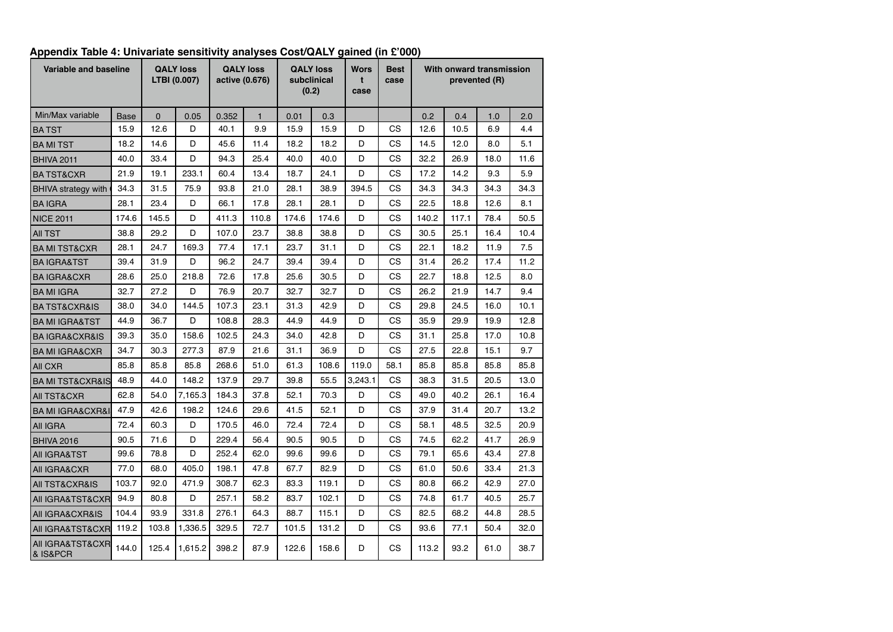**Appendix Table 4: Univariate sensitivity analyses Cost/QALY gained (in £'000)**

| Variable and baseline | | QALY loss LTBI (0.007) | | QALY loss active (0.676) | | QALY loss subclinical (0.2) | | Worst case | Best case | With onward transmission prevented (R) | | | |
|---|---|---|---|---|---|---|---|---|---|---|---|---|---|
| Min/Max variable | Base | 0 | 0.05 | 0.352 | 1 | 0.01 | 0.3 | | | 0.2 | 0.4 | 1.0 | 2.0 |
| BA TST | 15.9 | 12.6 | D | 40.1 | 9.9 | 15.9 | 15.9 | D | CS | 12.6 | 10.5 | 6.9 | 4.4 |
| BA MI TST | 18.2 | 14.6 | D | 45.6 | 11.4 | 18.2 | 18.2 | D | CS | 14.5 | 12.0 | 8.0 | 5.1 |
| BHIVA 2011 | 40.0 | 33.4 | D | 94.3 | 25.4 | 40.0 | 40.0 | D | CS | 32.2 | 26.9 | 18.0 | 11.6 |
| BA TST&CXR | 21.9 | 19.1 | 233.1 | 60.4 | 13.4 | 18.7 | 24.1 | D | CS | 17.2 | 14.2 | 9.3 | 5.9 |
| BHIVA strategy with | 34.3 | 31.5 | 75.9 | 93.8 | 21.0 | 28.1 | 38.9 | 394.5 | CS | 34.3 | 34.3 | 34.3 | 34.3 |
| BA IGRA | 28.1 | 23.4 | D | 66.1 | 17.8 | 28.1 | 28.1 | D | CS | 22.5 | 18.8 | 12.6 | 8.1 |
| NICE 2011 | 174.6 | 145.5 | D | 411.3 | 110.8 | 174.6 | 174.6 | D | CS | 140.2 | 117.1 | 78.4 | 50.5 |
| All TST | 38.8 | 29.2 | D | 107.0 | 23.7 | 38.8 | 38.8 | D | CS | 30.5 | 25.1 | 16.4 | 10.4 |
| BA MI TST&CXR | 28.1 | 24.7 | 169.3 | 77.4 | 17.1 | 23.7 | 31.1 | D | CS | 22.1 | 18.2 | 11.9 | 7.5 |
| BA IGRA&TST | 39.4 | 31.9 | D | 96.2 | 24.7 | 39.4 | 39.4 | D | CS | 31.4 | 26.2 | 17.4 | 11.2 |
| BA IGRA&CXR | 28.6 | 25.0 | 218.8 | 72.6 | 17.8 | 25.6 | 30.5 | D | CS | 22.7 | 18.8 | 12.5 | 8.0 |
| BA MI IGRA | 32.7 | 27.2 | D | 76.9 | 20.7 | 32.7 | 32.7 | D | CS | 26.2 | 21.9 | 14.7 | 9.4 |
| BA TST&CXR&IS | 38.0 | 34.0 | 144.5 | 107.3 | 23.1 | 31.3 | 42.9 | D | CS | 29.8 | 24.5 | 16.0 | 10.1 |
| BA MI IGRA&TST | 44.9 | 36.7 | D | 108.8 | 28.3 | 44.9 | 44.9 | D | CS | 35.9 | 29.9 | 19.9 | 12.8 |
| BA IGRA&CXR&IS | 39.3 | 35.0 | 158.6 | 102.5 | 24.3 | 34.0 | 42.8 | D | CS | 31.1 | 25.8 | 17.0 | 10.8 |
| BA MI IGRA&CXR | 34.7 | 30.3 | 277.3 | 87.9 | 21.6 | 31.1 | 36.9 | D | CS | 27.5 | 22.8 | 15.1 | 9.7 |
| All CXR | 85.8 | 85.8 | 85.8 | 268.6 | 51.0 | 61.3 | 108.6 | 119.0 | 58.1 | 85.8 | 85.8 | 85.8 | 85.8 |
| BA MI TST&CXR&IS | 48.9 | 44.0 | 148.2 | 137.9 | 29.7 | 39.8 | 55.5 | 3,243.1 | CS | 38.3 | 31.5 | 20.5 | 13.0 |
| All TST&CXR | 62.8 | 54.0 | 7,165.3 | 184.3 | 37.8 | 52.1 | 70.3 | D | CS | 49.0 | 40.2 | 26.1 | 16.4 |
| BA MI IGRA&CXR&I | 47.9 | 42.6 | 198.2 | 124.6 | 29.6 | 41.5 | 52.1 | D | CS | 37.9 | 31.4 | 20.7 | 13.2 |
| All IGRA | 72.4 | 60.3 | D | 170.5 | 46.0 | 72.4 | 72.4 | D | CS | 58.1 | 48.5 | 32.5 | 20.9 |
| BHIVA 2016 | 90.5 | 71.6 | D | 229.4 | 56.4 | 90.5 | 90.5 | D | CS | 74.5 | 62.2 | 41.7 | 26.9 |
| All IGRA&TST | 99.6 | 78.8 | D | 252.4 | 62.0 | 99.6 | 99.6 | D | CS | 79.1 | 65.6 | 43.4 | 27.8 |
| All IGRA&CXR | 77.0 | 68.0 | 405.0 | 198.1 | 47.8 | 67.7 | 82.9 | D | CS | 61.0 | 50.6 | 33.4 | 21.3 |
| All TST&CXR&IS | 103.7 | 92.0 | 471.9 | 308.7 | 62.3 | 83.3 | 119.1 | D | CS | 80.8 | 66.2 | 42.9 | 27.0 |
| All IGRA&TST&CXR | 94.9 | 80.8 | D | 257.1 | 58.2 | 83.7 | 102.1 | D | CS | 74.8 | 61.7 | 40.5 | 25.7 |
| All IGRA&CXR&IS | 104.4 | 93.9 | 331.8 | 276.1 | 64.3 | 88.7 | 115.1 | D | CS | 82.5 | 68.2 | 44.8 | 28.5 |
| All IGRA&TST&CXR | 119.2 | 103.8 | 1,336.5 | 329.5 | 72.7 | 101.5 | 131.2 | D | CS | 93.6 | 77.1 | 50.4 | 32.0 |
| All IGRA&TST&CXR & IS&PCR | 144.0 | 125.4 | 1,615.2 | 398.2 | 87.9 | 122.6 | 158.6 | D | CS | 113.2 | 93.2 | 61.0 | 38.7 |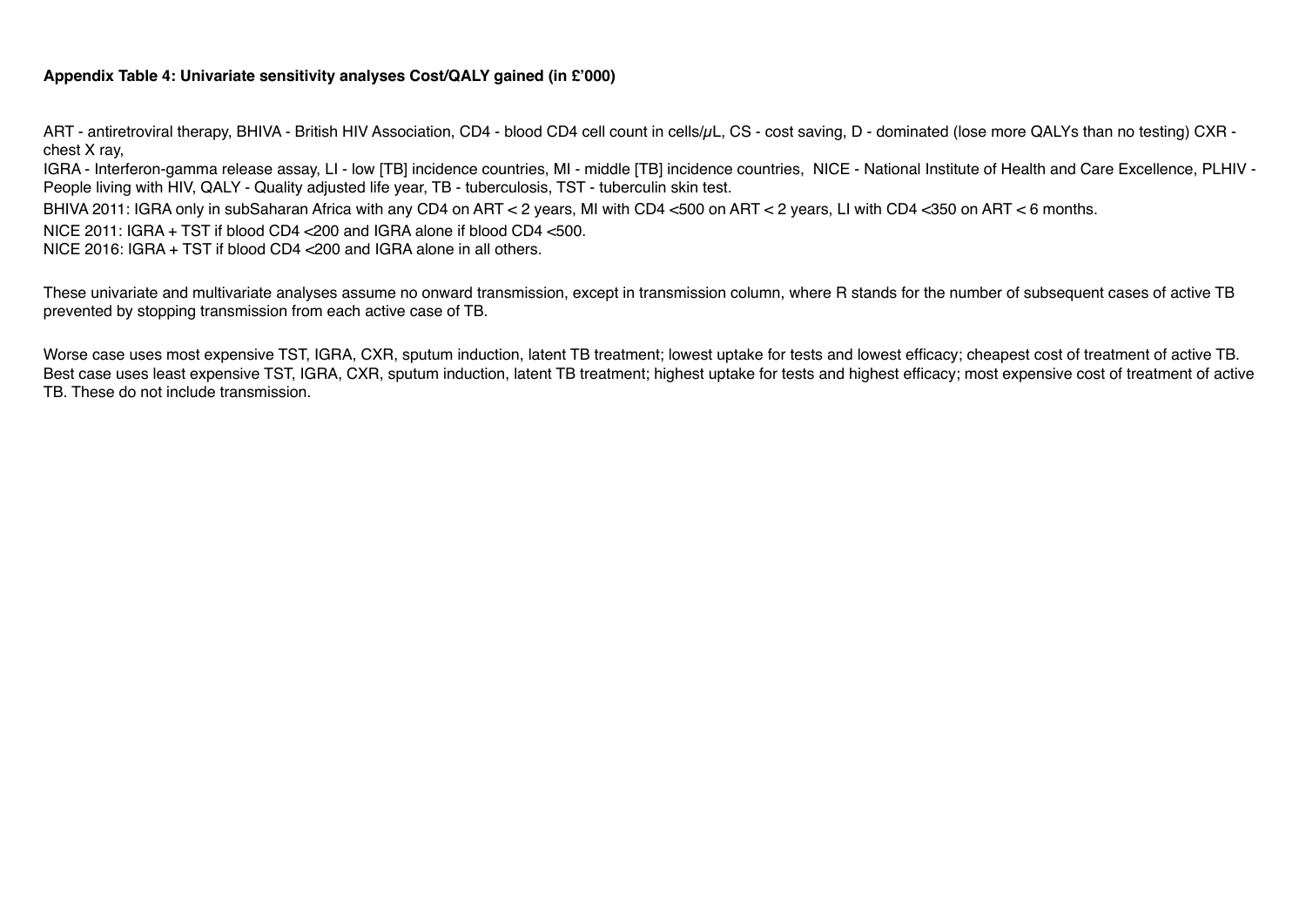**Appendix Table 4: Univariate sensitivity analyses Cost/QALY gained (in £'000)**

ART - antiretroviral therapy, BHIVA - British HIV Association, CD4 - blood CD4 cell count in cells/$\mu$L, CS - cost saving, D - dominated (lose more QALYs than no testing) CXR - chest X ray,
IGRA - Interferon-gamma release assay, LI - low [TB] incidence countries, MI - middle [TB] incidence countries, NICE - National Institute of Health and Care Excellence, PLHIV - People living with HIV, QALY - Quality adjusted life year, TB - tuberculosis, TST - tuberculin skin test.

BHIVA 2011: IGRA only in subSaharan Africa with any CD4 on ART < 2 years, MI with CD4 <500 on ART < 2 years, LI with CD4 <350 on ART < 6 months.

NICE 2011: IGRA + TST if blood CD4 <200 and IGRA alone if blood CD4 <500.
NICE 2016: IGRA + TST if blood CD4 <200 and IGRA alone in all others.

These univariate and multivariate analyses assume no onward transmission, except in transmission column, where R stands for the number of subsequent cases of active TB prevented by stopping transmission from each active case of TB.

Worse case uses most expensive TST, IGRA, CXR, sputum induction, latent TB treatment; lowest uptake for tests and lowest efficacy; cheapest cost of treatment of active TB.
Best case uses least expensive TST, IGRA, CXR, sputum induction, latent TB treatment; highest uptake for tests and highest efficacy; most expensive cost of treatment of active TB. These do not include transmission.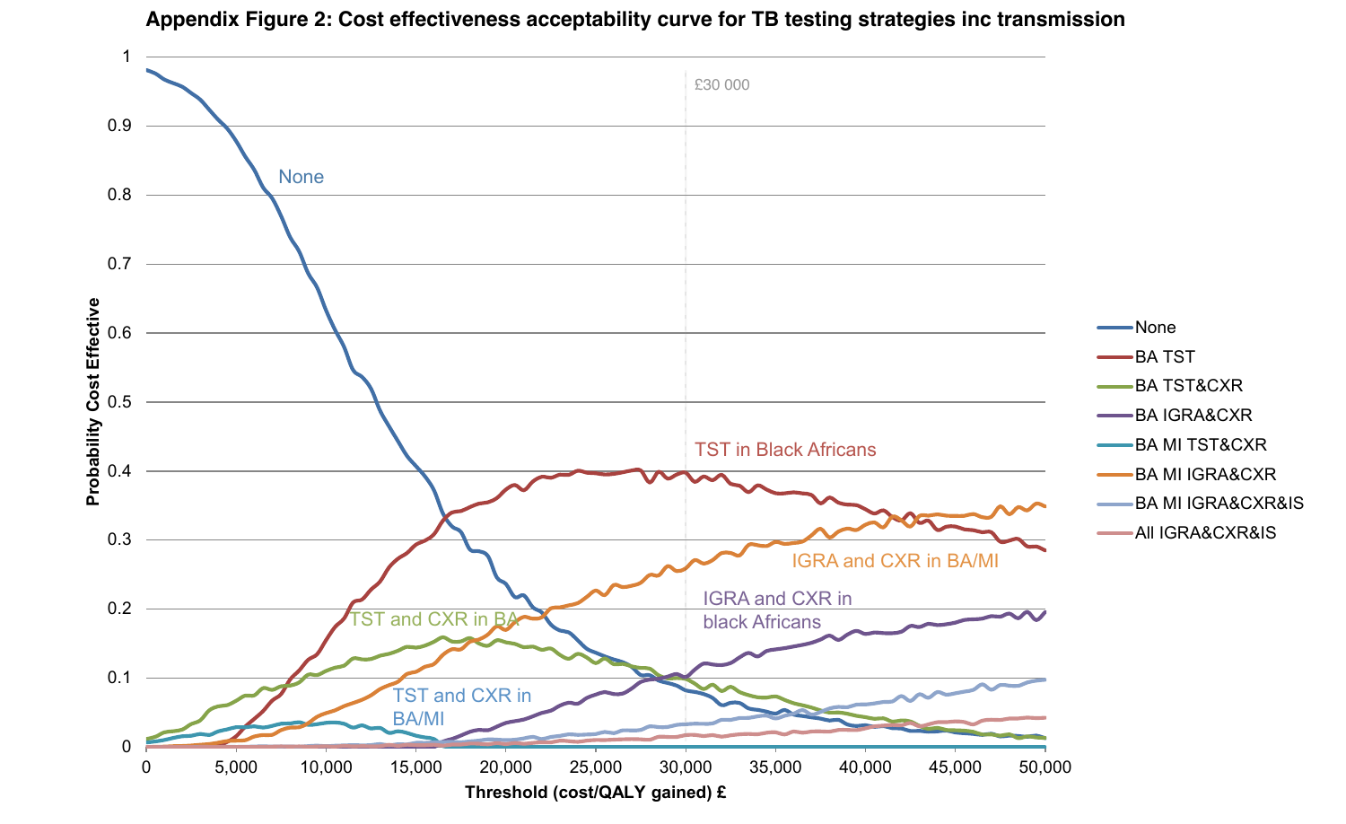**Appendix Figure 2: Cost effectiveness acceptability curve for TB testing strategies inc transmission**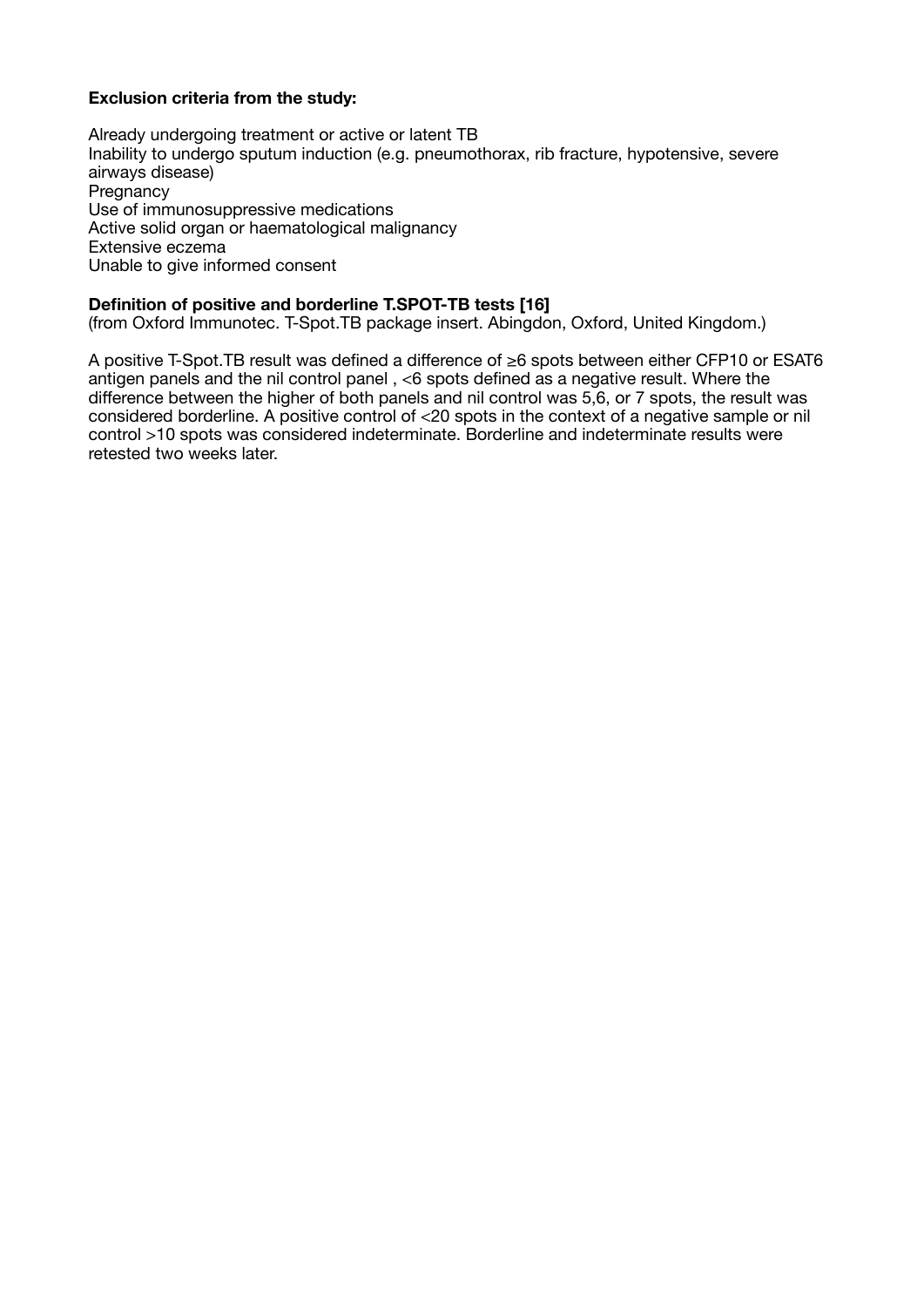**Exclusion criteria from the study:**

Already undergoing treatment or active or latent TB
Inability to undergo sputum induction (e.g. pneumothorax, rib fracture, hypotensive, severe airways disease)
Pregnancy
Use of immunosuppressive medications
Active solid organ or haematological malignancy
Extensive eczema
Unable to give informed consent

**Definition of positive and borderline T.SPOT-TB tests [16]**
(from Oxford Immunotec. T-Spot.TB package insert. Abingdon, Oxford, United Kingdom.)

A positive T-Spot.TB result was defined a difference of ≥6 spots between either CFP10 or ESAT6 antigen panels and the nil control panel , <6 spots defined as a negative result. Where the difference between the higher of both panels and nil control was 5,6, or 7 spots, the result was considered borderline. A positive control of <20 spots in the context of a negative sample or nil control >10 spots was considered indeterminate. Borderline and indeterminate results were retested two weeks later.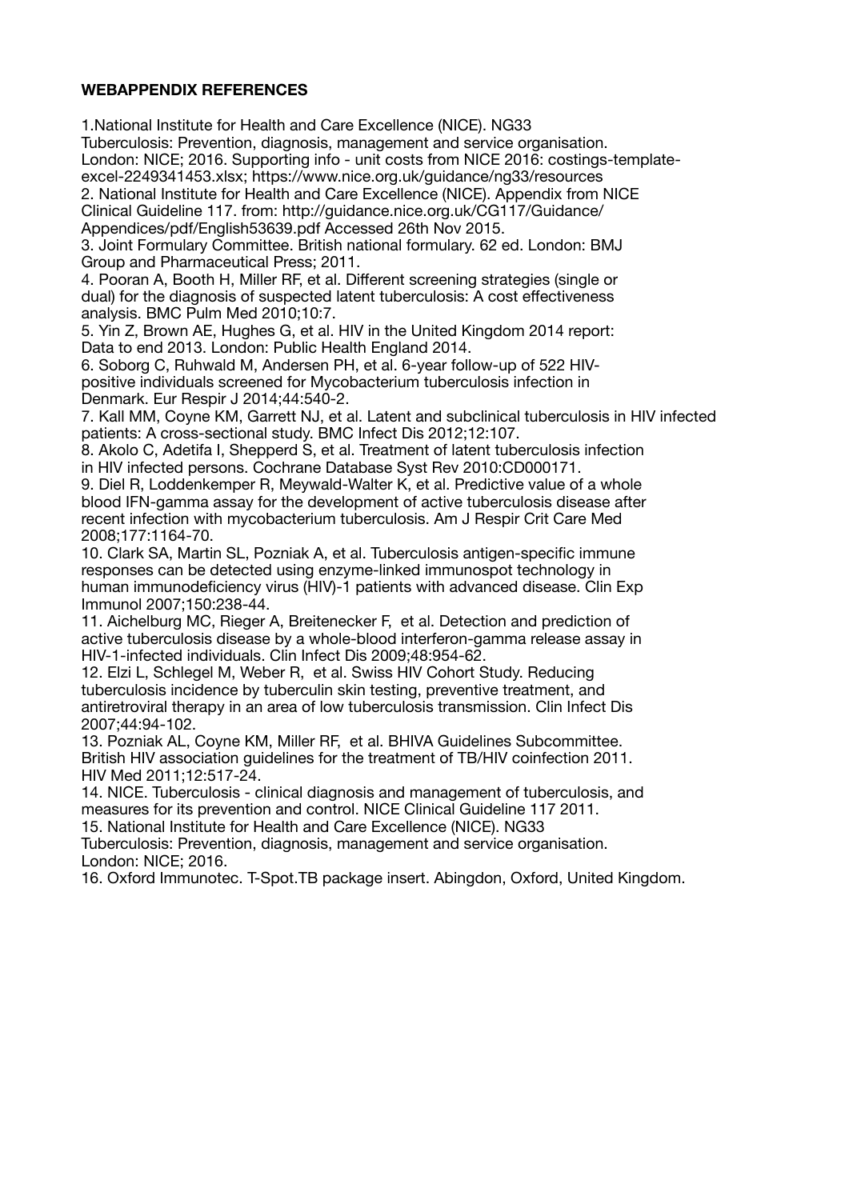**WEBAPPENDIX REFERENCES**

1.National Institute for Health and Care Excellence (NICE). NG33 Tuberculosis: Prevention, diagnosis, management and service organisation. London: NICE; 2016. Supporting info - unit costs from NICE 2016: costings-template-excel-2249341453.xlsx; https://www.nice.org.uk/guidance/ng33/resources

2. National Institute for Health and Care Excellence (NICE). Appendix from NICE Clinical Guideline 117. from: http://guidance.nice.org.uk/CG117/Guidance/Appendices/pdf/English53639.pdf Accessed 26th Nov 2015.

3. Joint Formulary Committee. British national formulary. 62 ed. London: BMJ Group and Pharmaceutical Press; 2011.

4. Pooran A, Booth H, Miller RF, et al. Different screening strategies (single or dual) for the diagnosis of suspected latent tuberculosis: A cost effectiveness analysis. BMC Pulm Med 2010;10:7.

5. Yin Z, Brown AE, Hughes G, et al. HIV in the United Kingdom 2014 report: Data to end 2013. London: Public Health England 2014.

6. Soborg C, Ruhwald M, Andersen PH, et al. 6-year follow-up of 522 HIV-positive individuals screened for Mycobacterium tuberculosis infection in Denmark. Eur Respir J 2014;44:540-2.

7. Kall MM, Coyne KM, Garrett NJ, et al. Latent and subclinical tuberculosis in HIV infected patients: A cross-sectional study. BMC Infect Dis 2012;12:107.

8. Akolo C, Adetifa I, Shepperd S, et al. Treatment of latent tuberculosis infection in HIV infected persons. Cochrane Database Syst Rev 2010:CD000171.

9. Diel R, Loddenkemper R, Meywald-Walter K, et al. Predictive value of a whole blood IFN-gamma assay for the development of active tuberculosis disease after recent infection with mycobacterium tuberculosis. Am J Respir Crit Care Med 2008;177:1164-70.

10. Clark SA, Martin SL, Pozniak A, et al. Tuberculosis antigen-specific immune responses can be detected using enzyme-linked immunospot technology in human immunodeficiency virus (HIV)-1 patients with advanced disease. Clin Exp Immunol 2007;150:238-44.

11. Aichelburg MC, Rieger A, Breitenecker F, et al. Detection and prediction of active tuberculosis disease by a whole-blood interferon-gamma release assay in HIV-1-infected individuals. Clin Infect Dis 2009;48:954-62.

12. Elzi L, Schlegel M, Weber R, et al. Swiss HIV Cohort Study. Reducing tuberculosis incidence by tuberculin skin testing, preventive treatment, and antiretroviral therapy in an area of low tuberculosis transmission. Clin Infect Dis 2007;44:94-102.

13. Pozniak AL, Coyne KM, Miller RF, et al. BHIVA Guidelines Subcommittee. British HIV association guidelines for the treatment of TB/HIV coinfection 2011. HIV Med 2011;12:517-24.

14. NICE. Tuberculosis - clinical diagnosis and management of tuberculosis, and measures for its prevention and control. NICE Clinical Guideline 117 2011.

15. National Institute for Health and Care Excellence (NICE). NG33 Tuberculosis: Prevention, diagnosis, management and service organisation. London: NICE; 2016.

16. Oxford Immunotec. T-Spot.TB package insert. Abingdon, Oxford, United Kingdom.